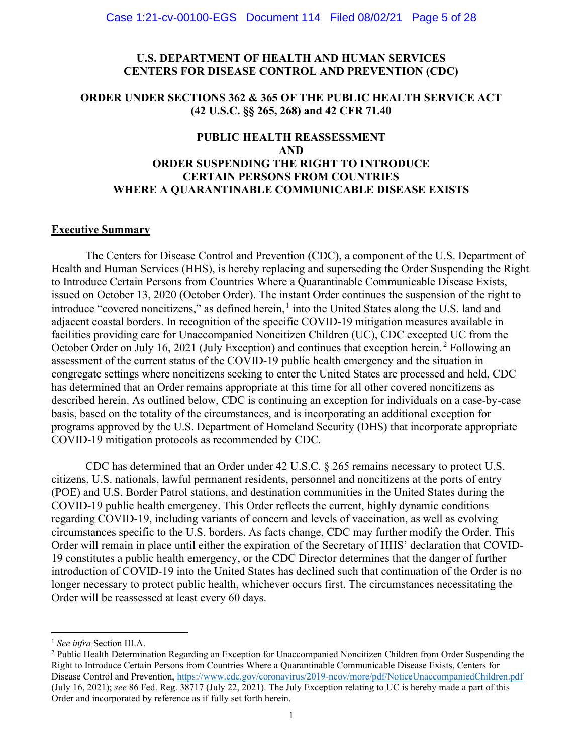**U.S. DEPARTMENT OF HEALTH AND HUMAN SERVICES**
**CENTERS FOR DISEASE CONTROL AND PREVENTION (CDC)**

**ORDER UNDER SECTIONS 362 & 365 OF THE PUBLIC HEALTH SERVICE ACT (42 U.S.C. §§ 265, 268) and 42 CFR 71.40**

**PUBLIC HEALTH REASSESSMENT**
**AND**
**ORDER SUSPENDING THE RIGHT TO INTRODUCE CERTAIN PERSONS FROM COUNTRIES WHERE A QUARANTINABLE COMMUNICABLE DISEASE EXISTS**

## Executive Summary

The Centers for Disease Control and Prevention (CDC), a component of the U.S. Department of Health and Human Services (HHS), is hereby replacing and superseding the Order Suspending the Right to Introduce Certain Persons from Countries Where a Quarantinable Communicable Disease Exists, issued on October 13, 2020 (October Order). The instant Order continues the suspension of the right to introduce "covered noncitizens," as defined herein,[1] into the United States along the U.S. land and adjacent coastal borders. In recognition of the specific COVID-19 mitigation measures available in facilities providing care for Unaccompanied Noncitizen Children (UC), CDC excepted UC from the October Order on July 16, 2021 (July Exception) and continues that exception herein.[2] Following an assessment of the current status of the COVID-19 public health emergency and the situation in congregate settings where noncitizens seeking to enter the United States are processed and held, CDC has determined that an Order remains appropriate at this time for all other covered noncitizens as described herein. As outlined below, CDC is continuing an exception for individuals on a case-by-case basis, based on the totality of the circumstances, and is incorporating an additional exception for programs approved by the U.S. Department of Homeland Security (DHS) that incorporate appropriate COVID-19 mitigation protocols as recommended by CDC.

CDC has determined that an Order under 42 U.S.C. § 265 remains necessary to protect U.S. citizens, U.S. nationals, lawful permanent residents, personnel and noncitizens at the ports of entry (POE) and U.S. Border Patrol stations, and destination communities in the United States during the COVID-19 public health emergency. This Order reflects the current, highly dynamic conditions regarding COVID-19, including variants of concern and levels of vaccination, as well as evolving circumstances specific to the U.S. borders. As facts change, CDC may further modify the Order. This Order will remain in place until either the expiration of the Secretary of HHS' declaration that COVID-19 constitutes a public health emergency, or the CDC Director determines that the danger of further introduction of COVID-19 into the United States has declined such that continuation of the Order is no longer necessary to protect public health, whichever occurs first. The circumstances necessitating the Order will be reassessed at least every 60 days.

---

[1] *See infra* Section III.A.

[2] Public Health Determination Regarding an Exception for Unaccompanied Noncitizen Children from Order Suspending the Right to Introduce Certain Persons from Countries Where a Quarantinable Communicable Disease Exists, Centers for Disease Control and Prevention, https://www.cdc.gov/coronavirus/2019-ncov/more/pdf/NoticeUnaccompaniedChildren.pdf (July 16, 2021); *see* 86 Fed. Reg. 38717 (July 22, 2021). The July Exception relating to UC is hereby made a part of this Order and incorporated by reference as if fully set forth herein.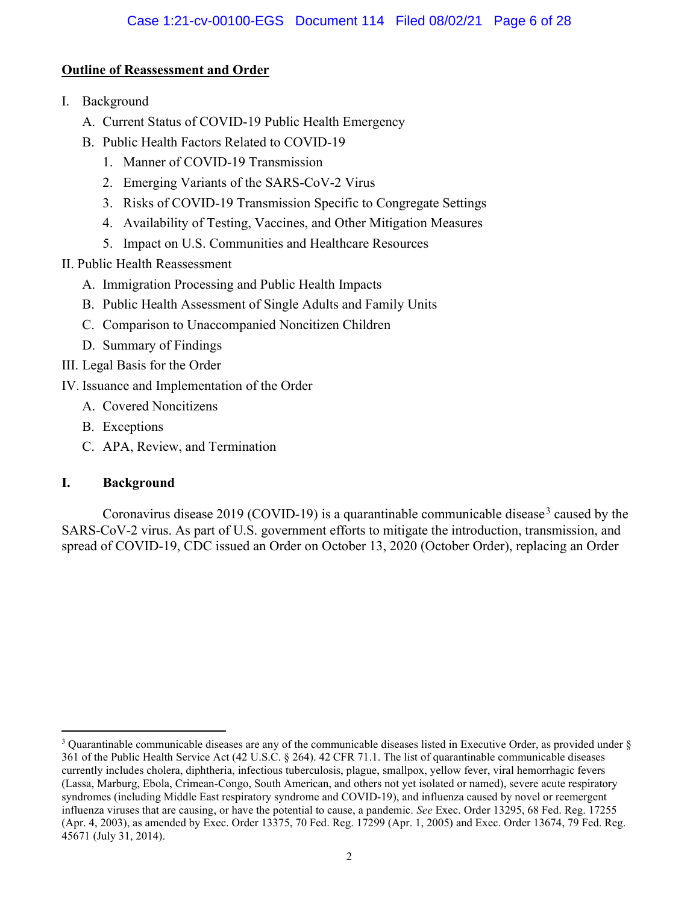**Outline of Reassessment and Order**

I. Background
   A. Current Status of COVID-19 Public Health Emergency
   B. Public Health Factors Related to COVID-19
      1. Manner of COVID-19 Transmission
      2. Emerging Variants of the SARS-CoV-2 Virus
      3. Risks of COVID-19 Transmission Specific to Congregate Settings
      4. Availability of Testing, Vaccines, and Other Mitigation Measures
      5. Impact on U.S. Communities and Healthcare Resources

II. Public Health Reassessment
   A. Immigration Processing and Public Health Impacts
   B. Public Health Assessment of Single Adults and Family Units
   C. Comparison to Unaccompanied Noncitizen Children
   D. Summary of Findings

III. Legal Basis for the Order

IV. Issuance and Implementation of the Order
   A. Covered Noncitizens
   B. Exceptions
   C. APA, Review, and Termination

## I. Background

Coronavirus disease 2019 (COVID-19) is a quarantinable communicable disease[3] caused by the SARS-CoV-2 virus. As part of U.S. government efforts to mitigate the introduction, transmission, and spread of COVID-19, CDC issued an Order on October 13, 2020 (October Order), replacing an Order

---

[3] Quarantinable communicable diseases are any of the communicable diseases listed in Executive Order, as provided under § 361 of the Public Health Service Act (42 U.S.C. § 264). 42 CFR 71.1. The list of quarantinable communicable diseases currently includes cholera, diphtheria, infectious tuberculosis, plague, smallpox, yellow fever, viral hemorrhagic fevers (Lassa, Marburg, Ebola, Crimean-Congo, South American, and others not yet isolated or named), severe acute respiratory syndromes (including Middle East respiratory syndrome and COVID-19), and influenza caused by novel or reemergent influenza viruses that are causing, or have the potential to cause, a pandemic. *See* Exec. Order 13295, 68 Fed. Reg. 17255 (Apr. 4, 2003), as amended by Exec. Order 13375, 70 Fed. Reg. 17299 (Apr. 1, 2005) and Exec. Order 13674, 79 Fed. Reg. 45671 (July 31, 2014).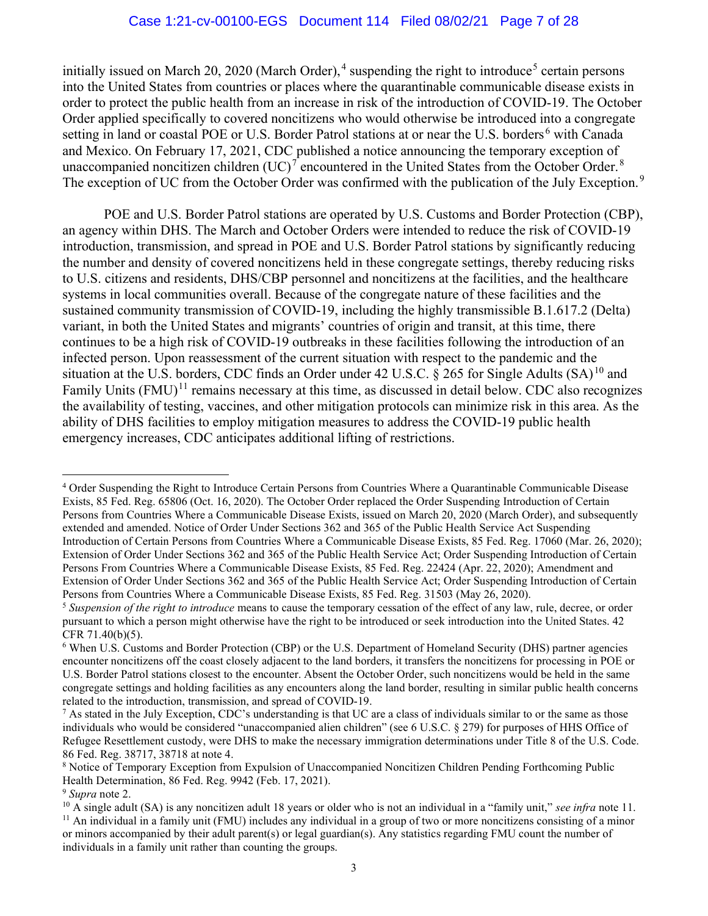initially issued on March 20, 2020 (March Order),[4] suspending the right to introduce[5] certain persons into the United States from countries or places where the quarantinable communicable disease exists in order to protect the public health from an increase in risk of the introduction of COVID-19. The October Order applied specifically to covered noncitizens who would otherwise be introduced into a congregate setting in land or coastal POE or U.S. Border Patrol stations at or near the U.S. borders[6] with Canada and Mexico. On February 17, 2021, CDC published a notice announcing the temporary exception of unaccompanied noncitizen children (UC)[7] encountered in the United States from the October Order.[8] The exception of UC from the October Order was confirmed with the publication of the July Exception.[9]

POE and U.S. Border Patrol stations are operated by U.S. Customs and Border Protection (CBP), an agency within DHS. The March and October Orders were intended to reduce the risk of COVID-19 introduction, transmission, and spread in POE and U.S. Border Patrol stations by significantly reducing the number and density of covered noncitizens held in these congregate settings, thereby reducing risks to U.S. citizens and residents, DHS/CBP personnel and noncitizens at the facilities, and the healthcare systems in local communities overall. Because of the congregate nature of these facilities and the sustained community transmission of COVID-19, including the highly transmissible B.1.617.2 (Delta) variant, in both the United States and migrants' countries of origin and transit, at this time, there continues to be a high risk of COVID-19 outbreaks in these facilities following the introduction of an infected person. Upon reassessment of the current situation with respect to the pandemic and the situation at the U.S. borders, CDC finds an Order under 42 U.S.C. § 265 for Single Adults (SA)[10] and Family Units (FMU)[11] remains necessary at this time, as discussed in detail below. CDC also recognizes the availability of testing, vaccines, and other mitigation protocols can minimize risk in this area. As the ability of DHS facilities to employ mitigation measures to address the COVID-19 public health emergency increases, CDC anticipates additional lifting of restrictions.

---

[4] Order Suspending the Right to Introduce Certain Persons from Countries Where a Quarantinable Communicable Disease Exists, 85 Fed. Reg. 65806 (Oct. 16, 2020). The October Order replaced the Order Suspending Introduction of Certain Persons from Countries Where a Communicable Disease Exists, issued on March 20, 2020 (March Order), and subsequently extended and amended. Notice of Order Under Sections 362 and 365 of the Public Health Service Act Suspending Introduction of Certain Persons from Countries Where a Communicable Disease Exists, 85 Fed. Reg. 17060 (Mar. 26, 2020); Extension of Order Under Sections 362 and 365 of the Public Health Service Act; Order Suspending Introduction of Certain Persons From Countries Where a Communicable Disease Exists, 85 Fed. Reg. 22424 (Apr. 22, 2020); Amendment and Extension of Order Under Sections 362 and 365 of the Public Health Service Act; Order Suspending Introduction of Certain Persons from Countries Where a Communicable Disease Exists, 85 Fed. Reg. 31503 (May 26, 2020).

[5] *Suspension of the right to introduce* means to cause the temporary cessation of the effect of any law, rule, decree, or order pursuant to which a person might otherwise have the right to be introduced or seek introduction into the United States. 42 CFR 71.40(b)(5).

[6] When U.S. Customs and Border Protection (CBP) or the U.S. Department of Homeland Security (DHS) partner agencies encounter noncitizens off the coast closely adjacent to the land borders, it transfers the noncitizens for processing in POE or U.S. Border Patrol stations closest to the encounter. Absent the October Order, such noncitizens would be held in the same congregate settings and holding facilities as any encounters along the land border, resulting in similar public health concerns related to the introduction, transmission, and spread of COVID-19.

[7] As stated in the July Exception, CDC's understanding is that UC are a class of individuals similar to or the same as those individuals who would be considered "unaccompanied alien children" (see 6 U.S.C. § 279) for purposes of HHS Office of Refugee Resettlement custody, were DHS to make the necessary immigration determinations under Title 8 of the U.S. Code. 86 Fed. Reg. 38717, 38718 at note 4.

[8] Notice of Temporary Exception from Expulsion of Unaccompanied Noncitizen Children Pending Forthcoming Public Health Determination, 86 Fed. Reg. 9942 (Feb. 17, 2021).

[9] *Supra* note 2.

[10] A single adult (SA) is any noncitizen adult 18 years or older who is not an individual in a "family unit," *see infra* note 11.

[11] An individual in a family unit (FMU) includes any individual in a group of two or more noncitizens consisting of a minor or minors accompanied by their adult parent(s) or legal guardian(s). Any statistics regarding FMU count the number of individuals in a family unit rather than counting the groups.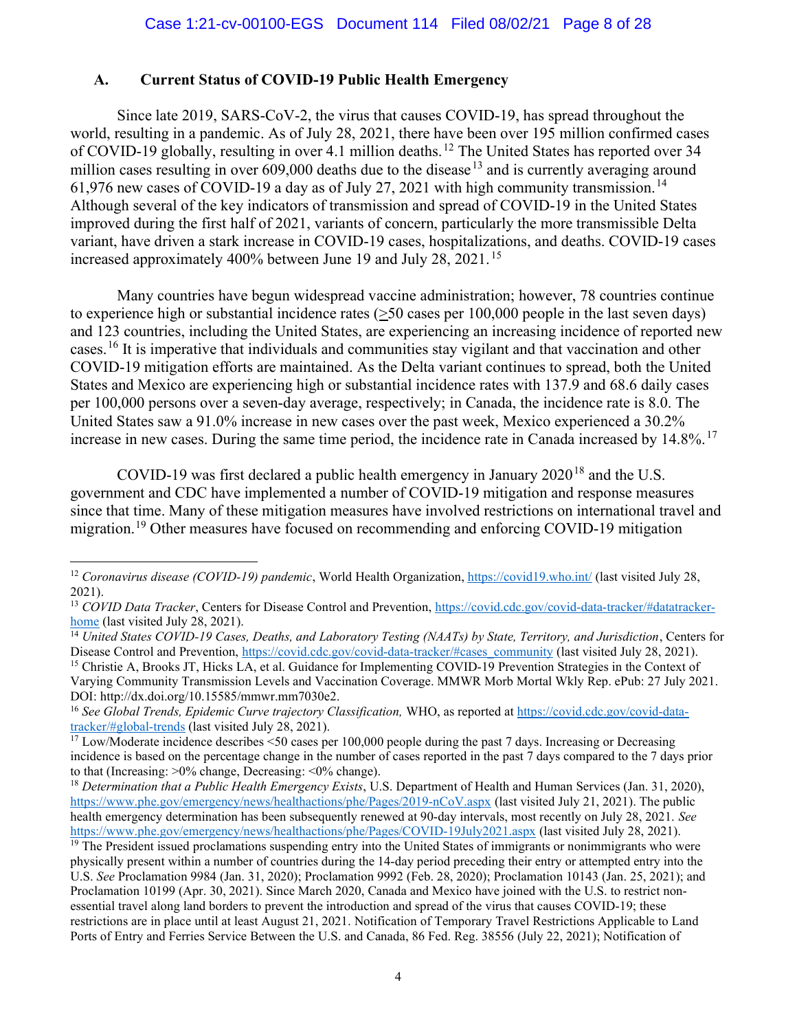### A. Current Status of COVID-19 Public Health Emergency

Since late 2019, SARS-CoV-2, the virus that causes COVID-19, has spread throughout the world, resulting in a pandemic. As of July 28, 2021, there have been over 195 million confirmed cases of COVID-19 globally, resulting in over 4.1 million deaths.[12] The United States has reported over 34 million cases resulting in over 609,000 deaths due to the disease[13] and is currently averaging around 61,976 new cases of COVID-19 a day as of July 27, 2021 with high community transmission.[14] Although several of the key indicators of transmission and spread of COVID-19 in the United States improved during the first half of 2021, variants of concern, particularly the more transmissible Delta variant, have driven a stark increase in COVID-19 cases, hospitalizations, and deaths. COVID-19 cases increased approximately 400% between June 19 and July 28, 2021.[15]

Many countries have begun widespread vaccine administration; however, 78 countries continue to experience high or substantial incidence rates (≥50 cases per 100,000 people in the last seven days) and 123 countries, including the United States, are experiencing an increasing incidence of reported new cases.[16] It is imperative that individuals and communities stay vigilant and that vaccination and other COVID-19 mitigation efforts are maintained. As the Delta variant continues to spread, both the United States and Mexico are experiencing high or substantial incidence rates with 137.9 and 68.6 daily cases per 100,000 persons over a seven-day average, respectively; in Canada, the incidence rate is 8.0. The United States saw a 91.0% increase in new cases over the past week, Mexico experienced a 30.2% increase in new cases. During the same time period, the incidence rate in Canada increased by 14.8%.[17]

COVID-19 was first declared a public health emergency in January 2020[18] and the U.S. government and CDC have implemented a number of COVID-19 mitigation and response measures since that time. Many of these mitigation measures have involved restrictions on international travel and migration.[19] Other measures have focused on recommending and enforcing COVID-19 mitigation

---

[12] *Coronavirus disease (COVID-19) pandemic*, World Health Organization, https://covid19.who.int/ (last visited July 28, 2021).

[13] *COVID Data Tracker*, Centers for Disease Control and Prevention, https://covid.cdc.gov/covid-data-tracker/#datatracker-home (last visited July 28, 2021).

[14] *United States COVID-19 Cases, Deaths, and Laboratory Testing (NAATs) by State, Territory, and Jurisdiction*, Centers for Disease Control and Prevention, https://covid.cdc.gov/covid-data-tracker/#cases_community (last visited July 28, 2021).

[15] Christie A, Brooks JT, Hicks LA, et al. Guidance for Implementing COVID-19 Prevention Strategies in the Context of Varying Community Transmission Levels and Vaccination Coverage. MMWR Morb Mortal Wkly Rep. ePub: 27 July 2021. DOI: http://dx.doi.org/10.15585/mmwr.mm7030e2.

[16] *See Global Trends, Epidemic Curve trajectory Classification,* WHO, as reported at https://covid.cdc.gov/covid-data-tracker/#global-trends (last visited July 28, 2021).

[17] Low/Moderate incidence describes <50 cases per 100,000 people during the past 7 days. Increasing or Decreasing incidence is based on the percentage change in the number of cases reported in the past 7 days compared to the 7 days prior to that (Increasing: >0% change, Decreasing: <0% change).

[18] *Determination that a Public Health Emergency Exists*, U.S. Department of Health and Human Services (Jan. 31, 2020), https://www.phe.gov/emergency/news/healthactions/phe/Pages/2019-nCoV.aspx (last visited July 21, 2021). The public health emergency determination has been subsequently renewed at 90-day intervals, most recently on July 28, 2021. *See* https://www.phe.gov/emergency/news/healthactions/phe/Pages/COVID-19July2021.aspx (last visited July 28, 2021).

[19] The President issued proclamations suspending entry into the United States of immigrants or nonimmigrants who were physically present within a number of countries during the 14-day period preceding their entry or attempted entry into the U.S. *See* Proclamation 9984 (Jan. 31, 2020); Proclamation 9992 (Feb. 28, 2020); Proclamation 10143 (Jan. 25, 2021); and Proclamation 10199 (Apr. 30, 2021). Since March 2020, Canada and Mexico have joined with the U.S. to restrict non-essential travel along land borders to prevent the introduction and spread of the virus that causes COVID-19; these restrictions are in place until at least August 21, 2021. Notification of Temporary Travel Restrictions Applicable to Land Ports of Entry and Ferries Service Between the U.S. and Canada, 86 Fed. Reg. 38556 (July 22, 2021); Notification of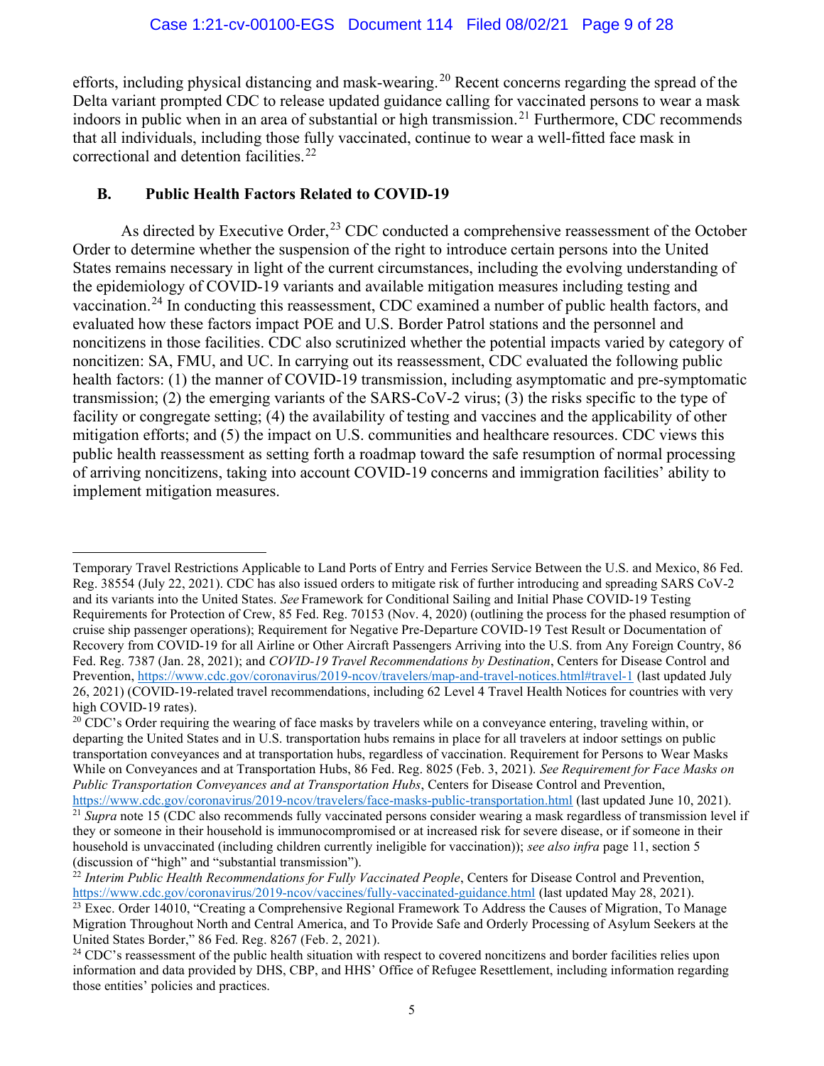efforts, including physical distancing and mask-wearing.[20] Recent concerns regarding the spread of the Delta variant prompted CDC to release updated guidance calling for vaccinated persons to wear a mask indoors in public when in an area of substantial or high transmission.[21] Furthermore, CDC recommends that all individuals, including those fully vaccinated, continue to wear a well-fitted face mask in correctional and detention facilities.[22]

### B. Public Health Factors Related to COVID-19

As directed by Executive Order,[23] CDC conducted a comprehensive reassessment of the October Order to determine whether the suspension of the right to introduce certain persons into the United States remains necessary in light of the current circumstances, including the evolving understanding of the epidemiology of COVID-19 variants and available mitigation measures including testing and vaccination.[24] In conducting this reassessment, CDC examined a number of public health factors, and evaluated how these factors impact POE and U.S. Border Patrol stations and the personnel and noncitizens in those facilities. CDC also scrutinized whether the potential impacts varied by category of noncitizen: SA, FMU, and UC. In carrying out its reassessment, CDC evaluated the following public health factors: (1) the manner of COVID-19 transmission, including asymptomatic and pre-symptomatic transmission; (2) the emerging variants of the SARS-CoV-2 virus; (3) the risks specific to the type of facility or congregate setting; (4) the availability of testing and vaccines and the applicability of other mitigation efforts; and (5) the impact on U.S. communities and healthcare resources. CDC views this public health reassessment as setting forth a roadmap toward the safe resumption of normal processing of arriving noncitizens, taking into account COVID-19 concerns and immigration facilities' ability to implement mitigation measures.

---

Temporary Travel Restrictions Applicable to Land Ports of Entry and Ferries Service Between the U.S. and Mexico, 86 Fed. Reg. 38554 (July 22, 2021). CDC has also issued orders to mitigate risk of further introducing and spreading SARS CoV-2 and its variants into the United States. *See* Framework for Conditional Sailing and Initial Phase COVID-19 Testing Requirements for Protection of Crew, 85 Fed. Reg. 70153 (Nov. 4, 2020) (outlining the process for the phased resumption of cruise ship passenger operations); Requirement for Negative Pre-Departure COVID-19 Test Result or Documentation of Recovery from COVID-19 for all Airline or Other Aircraft Passengers Arriving into the U.S. from Any Foreign Country, 86 Fed. Reg. 7387 (Jan. 28, 2021); and *COVID-19 Travel Recommendations by Destination*, Centers for Disease Control and Prevention, https://www.cdc.gov/coronavirus/2019-ncov/travelers/map-and-travel-notices.html#travel-1 (last updated July 26, 2021) (COVID-19-related travel recommendations, including 62 Level 4 Travel Health Notices for countries with very high COVID-19 rates).

[20] CDC's Order requiring the wearing of face masks by travelers while on a conveyance entering, traveling within, or departing the United States and in U.S. transportation hubs remains in place for all travelers at indoor settings on public transportation conveyances and at transportation hubs, regardless of vaccination. Requirement for Persons to Wear Masks While on Conveyances and at Transportation Hubs, 86 Fed. Reg. 8025 (Feb. 3, 2021). *See Requirement for Face Masks on Public Transportation Conveyances and at Transportation Hubs*, Centers for Disease Control and Prevention, https://www.cdc.gov/coronavirus/2019-ncov/travelers/face-masks-public-transportation.html (last updated June 10, 2021).

[21] *Supra* note 15 (CDC also recommends fully vaccinated persons consider wearing a mask regardless of transmission level if they or someone in their household is immunocompromised or at increased risk for severe disease, or if someone in their household is unvaccinated (including children currently ineligible for vaccination)); *see also infra* page 11, section 5 (discussion of "high" and "substantial transmission").

[22] *Interim Public Health Recommendations for Fully Vaccinated People*, Centers for Disease Control and Prevention, https://www.cdc.gov/coronavirus/2019-ncov/vaccines/fully-vaccinated-guidance.html (last updated May 28, 2021).

[23] Exec. Order 14010, "Creating a Comprehensive Regional Framework To Address the Causes of Migration, To Manage Migration Throughout North and Central America, and To Provide Safe and Orderly Processing of Asylum Seekers at the United States Border," 86 Fed. Reg. 8267 (Feb. 2, 2021).

[24] CDC's reassessment of the public health situation with respect to covered noncitizens and border facilities relies upon information and data provided by DHS, CBP, and HHS' Office of Refugee Resettlement, including information regarding those entities' policies and practices.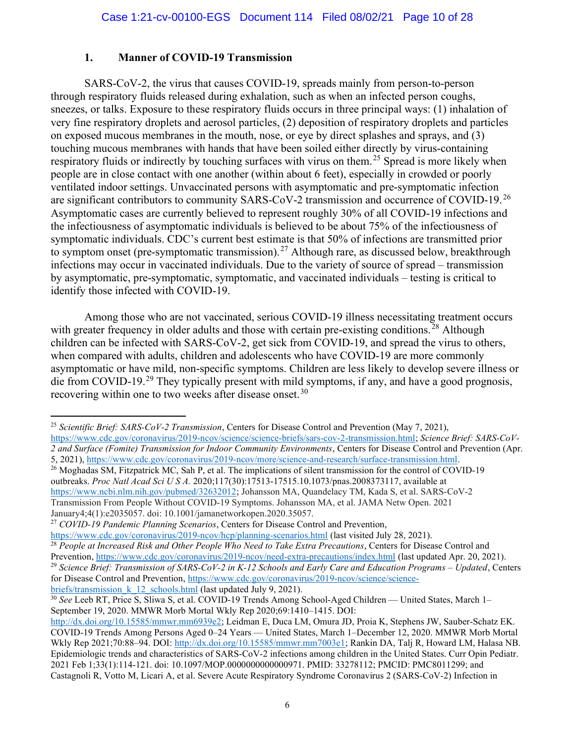### 1. Manner of COVID-19 Transmission

SARS-CoV-2, the virus that causes COVID-19, spreads mainly from person-to-person through respiratory fluids released during exhalation, such as when an infected person coughs, sneezes, or talks. Exposure to these respiratory fluids occurs in three principal ways: (1) inhalation of very fine respiratory droplets and aerosol particles, (2) deposition of respiratory droplets and particles on exposed mucous membranes in the mouth, nose, or eye by direct splashes and sprays, and (3) touching mucous membranes with hands that have been soiled either directly by virus-containing respiratory fluids or indirectly by touching surfaces with virus on them.[25] Spread is more likely when people are in close contact with one another (within about 6 feet), especially in crowded or poorly ventilated indoor settings. Unvaccinated persons with asymptomatic and pre-symptomatic infection are significant contributors to community SARS-CoV-2 transmission and occurrence of COVID-19.[26] Asymptomatic cases are currently believed to represent roughly 30% of all COVID-19 infections and the infectiousness of asymptomatic individuals is believed to be about 75% of the infectiousness of symptomatic individuals. CDC's current best estimate is that 50% of infections are transmitted prior to symptom onset (pre-symptomatic transmission).[27] Although rare, as discussed below, breakthrough infections may occur in vaccinated individuals. Due to the variety of source of spread – transmission by asymptomatic, pre-symptomatic, symptomatic, and vaccinated individuals – testing is critical to identify those infected with COVID-19.

Among those who are not vaccinated, serious COVID-19 illness necessitating treatment occurs with greater frequency in older adults and those with certain pre-existing conditions.[28] Although children can be infected with SARS-CoV-2, get sick from COVID-19, and spread the virus to others, when compared with adults, children and adolescents who have COVID-19 are more commonly asymptomatic or have mild, non-specific symptoms. Children are less likely to develop severe illness or die from COVID-19.[29] They typically present with mild symptoms, if any, and have a good prognosis, recovering within one to two weeks after disease onset.[30]

---

[25] *Scientific Brief: SARS-CoV-2 Transmission*, Centers for Disease Control and Prevention (May 7, 2021), https://www.cdc.gov/coronavirus/2019-ncov/science/science-briefs/sars-cov-2-transmission.html; *Science Brief: SARS-CoV-2 and Surface (Fomite) Transmission for Indoor Community Environments*, Centers for Disease Control and Prevention (Apr. 5, 2021), https://www.cdc.gov/coronavirus/2019-ncov/more/science-and-research/surface-transmission.html.

[26] Moghadas SM, Fitzpatrick MC, Sah P, et al. The implications of silent transmission for the control of COVID-19 outbreaks. *Proc Natl Acad Sci U S A.* 2020;117(30):17513-17515.10.1073/pnas.2008373117, available at https://www.ncbi.nlm.nih.gov/pubmed/32632012; Johansson MA, Quandelacy TM, Kada S, et al. SARS-CoV-2 Transmission From People Without COVID-19 Symptoms. Johansson MA, et al. JAMA Netw Open. 2021 January4;4(1):e2035057. doi: 10.1001/jamanetworkopen.2020.35057.

[27] *COVID-19 Pandemic Planning Scenarios*, Centers for Disease Control and Prevention, https://www.cdc.gov/coronavirus/2019-ncov/hcp/planning-scenarios.html (last visited July 28, 2021).

[28] *People at Increased Risk and Other People Who Need to Take Extra Precautions*, Centers for Disease Control and Prevention, https://www.cdc.gov/coronavirus/2019-ncov/need-extra-precautions/index.html (last updated Apr. 20, 2021).

[29] *Science Brief: Transmission of SARS-CoV-2 in K-12 Schools and Early Care and Education Programs – Updated*, Centers for Disease Control and Prevention, https://www.cdc.gov/coronavirus/2019-ncov/science/science-briefs/transmission_k_12_schools.html (last updated July 9, 2021).

[30] *See* Leeb RT, Price S, Sliwa S, et al. COVID-19 Trends Among School-Aged Children — United States, March 1–September 19, 2020. MMWR Morb Mortal Wkly Rep 2020;69:1410–1415. DOI: http://dx.doi.org/10.15585/mmwr.mm6939e2; Leidman E, Duca LM, Omura JD, Proia K, Stephens JW, Sauber-Schatz EK. COVID-19 Trends Among Persons Aged 0–24 Years — United States, March 1–December 12, 2020. MMWR Morb Mortal Wkly Rep 2021;70:88–94. DOI: http://dx.doi.org/10.15585/mmwr.mm7003e1; Rankin DA, Talj R, Howard LM, Halasa NB. Epidemiologic trends and characteristics of SARS-CoV-2 infections among children in the United States. Curr Opin Pediatr. 2021 Feb 1;33(1):114-121. doi: 10.1097/MOP.0000000000000971. PMID: 33278112; PMCID: PMC8011299; and Castagnoli R, Votto M, Licari A, et al. Severe Acute Respiratory Syndrome Coronavirus 2 (SARS-CoV-2) Infection in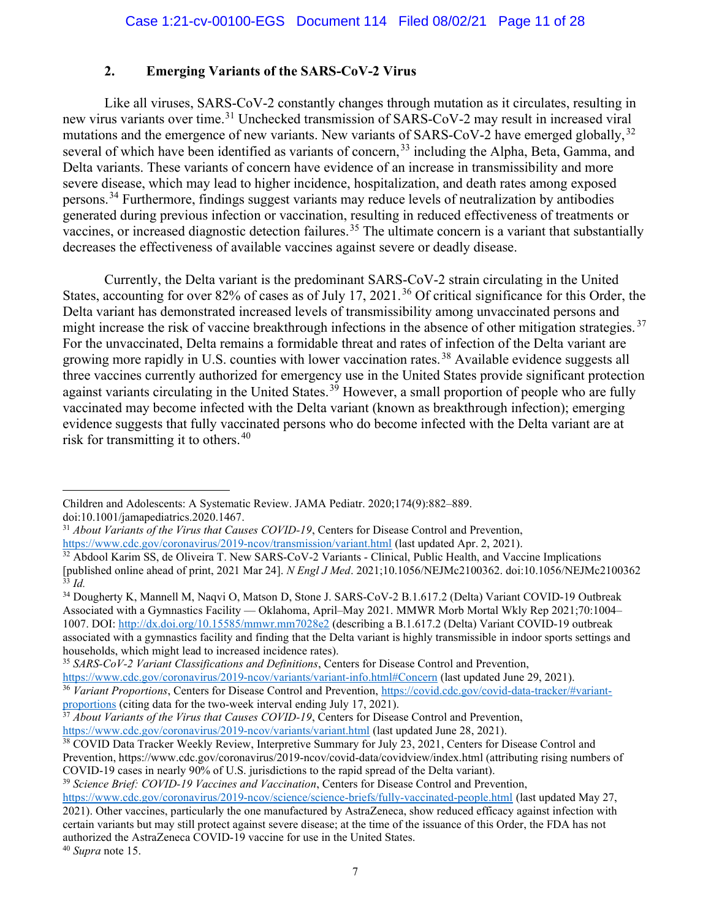### 2. Emerging Variants of the SARS-CoV-2 Virus

Like all viruses, SARS-CoV-2 constantly changes through mutation as it circulates, resulting in new virus variants over time.[31] Unchecked transmission of SARS-CoV-2 may result in increased viral mutations and the emergence of new variants. New variants of SARS-CoV-2 have emerged globally,[32] several of which have been identified as variants of concern,[33] including the Alpha, Beta, Gamma, and Delta variants. These variants of concern have evidence of an increase in transmissibility and more severe disease, which may lead to higher incidence, hospitalization, and death rates among exposed persons.[34] Furthermore, findings suggest variants may reduce levels of neutralization by antibodies generated during previous infection or vaccination, resulting in reduced effectiveness of treatments or vaccines, or increased diagnostic detection failures.[35] The ultimate concern is a variant that substantially decreases the effectiveness of available vaccines against severe or deadly disease.

Currently, the Delta variant is the predominant SARS-CoV-2 strain circulating in the United States, accounting for over 82% of cases as of July 17, 2021.[36] Of critical significance for this Order, the Delta variant has demonstrated increased levels of transmissibility among unvaccinated persons and might increase the risk of vaccine breakthrough infections in the absence of other mitigation strategies.[37] For the unvaccinated, Delta remains a formidable threat and rates of infection of the Delta variant are growing more rapidly in U.S. counties with lower vaccination rates.[38] Available evidence suggests all three vaccines currently authorized for emergency use in the United States provide significant protection against variants circulating in the United States.[39] However, a small proportion of people who are fully vaccinated may become infected with the Delta variant (known as breakthrough infection); emerging evidence suggests that fully vaccinated persons who do become infected with the Delta variant are at risk for transmitting it to others.[40]

---

Children and Adolescents: A Systematic Review. JAMA Pediatr. 2020;174(9):882–889. doi:10.1001/jamapediatrics.2020.1467.

[31] *About Variants of the Virus that Causes COVID-19*, Centers for Disease Control and Prevention, https://www.cdc.gov/coronavirus/2019-ncov/transmission/variant.html (last updated Apr. 2, 2021).

[32] Abdool Karim SS, de Oliveira T. New SARS-CoV-2 Variants - Clinical, Public Health, and Vaccine Implications [published online ahead of print, 2021 Mar 24]. *N Engl J Med*. 2021;10.1056/NEJMc2100362. doi:10.1056/NEJMc2100362

[33] *Id.*

[34] Dougherty K, Mannell M, Naqvi O, Matson D, Stone J. SARS-CoV-2 B.1.617.2 (Delta) Variant COVID-19 Outbreak Associated with a Gymnastics Facility — Oklahoma, April–May 2021. MMWR Morb Mortal Wkly Rep 2021;70:1004–1007. DOI: http://dx.doi.org/10.15585/mmwr.mm7028e2 (describing a B.1.617.2 (Delta) Variant COVID-19 outbreak associated with a gymnastics facility and finding that the Delta variant is highly transmissible in indoor sports settings and households, which might lead to increased incidence rates).

[35] *SARS-CoV-2 Variant Classifications and Definitions*, Centers for Disease Control and Prevention, https://www.cdc.gov/coronavirus/2019-ncov/variants/variant-info.html#Concern (last updated June 29, 2021).

[36] *Variant Proportions*, Centers for Disease Control and Prevention, https://covid.cdc.gov/covid-data-tracker/#variant-proportions (citing data for the two-week interval ending July 17, 2021).

[37] *About Variants of the Virus that Causes COVID-19*, Centers for Disease Control and Prevention, https://www.cdc.gov/coronavirus/2019-ncov/variants/variant.html (last updated June 28, 2021).

[38] COVID Data Tracker Weekly Review, Interpretive Summary for July 23, 2021, Centers for Disease Control and Prevention, https://www.cdc.gov/coronavirus/2019-ncov/covid-data/covidview/index.html (attributing rising numbers of COVID-19 cases in nearly 90% of U.S. jurisdictions to the rapid spread of the Delta variant).

[39] *Science Brief: COVID-19 Vaccines and Vaccination*, Centers for Disease Control and Prevention, https://www.cdc.gov/coronavirus/2019-ncov/science/science-briefs/fully-vaccinated-people.html (last updated May 27, 2021). Other vaccines, particularly the one manufactured by AstraZeneca, show reduced efficacy against infection with certain variants but may still protect against severe disease; at the time of the issuance of this Order, the FDA has not authorized the AstraZeneca COVID-19 vaccine for use in the United States.

[40] *Supra* note 15.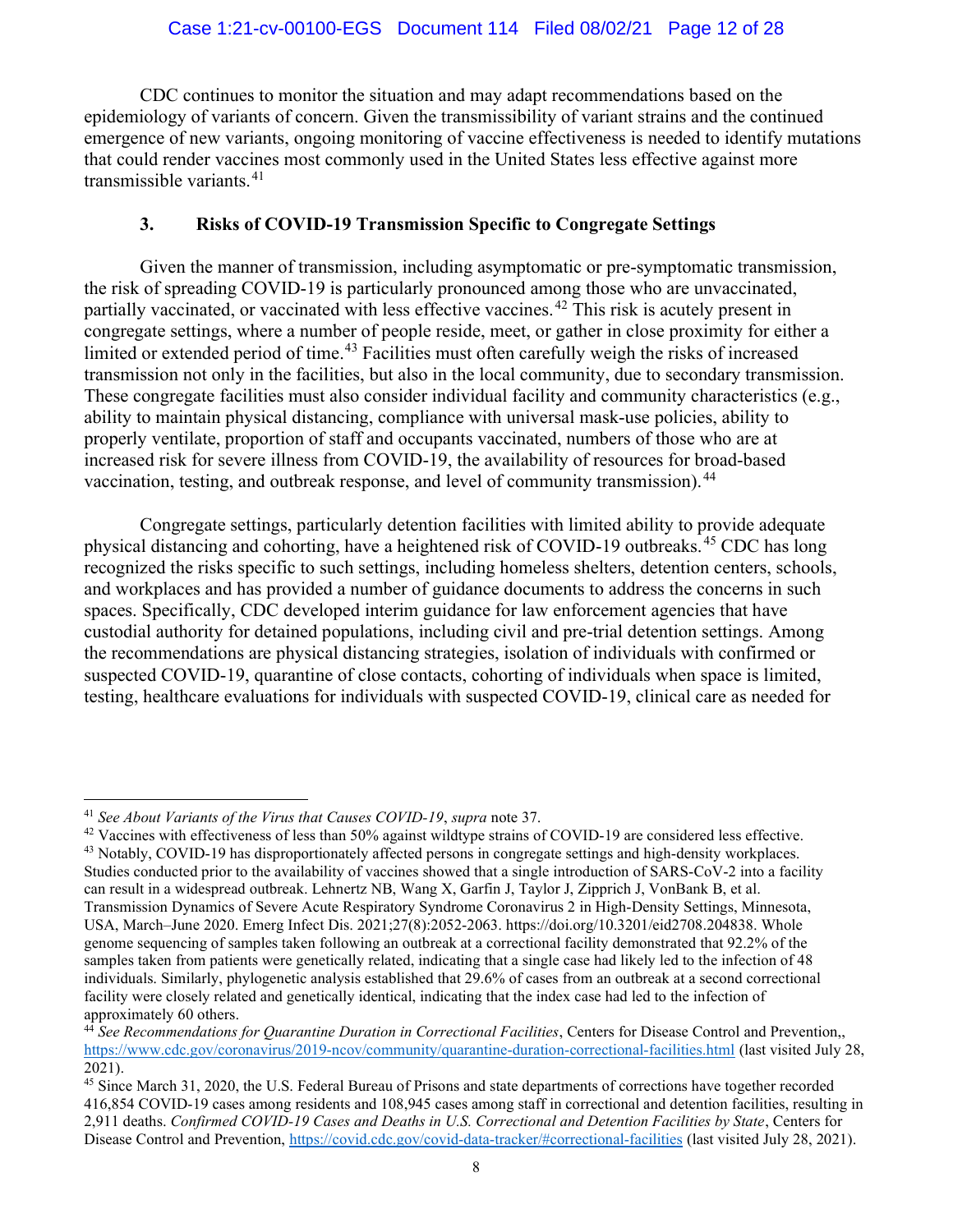CDC continues to monitor the situation and may adapt recommendations based on the epidemiology of variants of concern. Given the transmissibility of variant strains and the continued emergence of new variants, ongoing monitoring of vaccine effectiveness is needed to identify mutations that could render vaccines most commonly used in the United States less effective against more transmissible variants.[41]

### 3. Risks of COVID-19 Transmission Specific to Congregate Settings

Given the manner of transmission, including asymptomatic or pre-symptomatic transmission, the risk of spreading COVID-19 is particularly pronounced among those who are unvaccinated, partially vaccinated, or vaccinated with less effective vaccines.[42] This risk is acutely present in congregate settings, where a number of people reside, meet, or gather in close proximity for either a limited or extended period of time.[43] Facilities must often carefully weigh the risks of increased transmission not only in the facilities, but also in the local community, due to secondary transmission. These congregate facilities must also consider individual facility and community characteristics (e.g., ability to maintain physical distancing, compliance with universal mask-use policies, ability to properly ventilate, proportion of staff and occupants vaccinated, numbers of those who are at increased risk for severe illness from COVID-19, the availability of resources for broad-based vaccination, testing, and outbreak response, and level of community transmission).[44]

Congregate settings, particularly detention facilities with limited ability to provide adequate physical distancing and cohorting, have a heightened risk of COVID-19 outbreaks.[45] CDC has long recognized the risks specific to such settings, including homeless shelters, detention centers, schools, and workplaces and has provided a number of guidance documents to address the concerns in such spaces. Specifically, CDC developed interim guidance for law enforcement agencies that have custodial authority for detained populations, including civil and pre-trial detention settings. Among the recommendations are physical distancing strategies, isolation of individuals with confirmed or suspected COVID-19, quarantine of close contacts, cohorting of individuals when space is limited, testing, healthcare evaluations for individuals with suspected COVID-19, clinical care as needed for

---

[41] *See About Variants of the Virus that Causes COVID-19*, *supra* note 37.

[42] Vaccines with effectiveness of less than 50% against wildtype strains of COVID-19 are considered less effective.

[43] Notably, COVID-19 has disproportionately affected persons in congregate settings and high-density workplaces. Studies conducted prior to the availability of vaccines showed that a single introduction of SARS-CoV-2 into a facility can result in a widespread outbreak. Lehnertz NB, Wang X, Garfin J, Taylor J, Zipprich J, VonBank B, et al. Transmission Dynamics of Severe Acute Respiratory Syndrome Coronavirus 2 in High-Density Settings, Minnesota, USA, March–June 2020. Emerg Infect Dis. 2021;27(8):2052-2063. https://doi.org/10.3201/eid2708.204838. Whole genome sequencing of samples taken following an outbreak at a correctional facility demonstrated that 92.2% of the samples taken from patients were genetically related, indicating that a single case had likely led to the infection of 48 individuals. Similarly, phylogenetic analysis established that 29.6% of cases from an outbreak at a second correctional facility were closely related and genetically identical, indicating that the index case had led to the infection of approximately 60 others.

[44] *See Recommendations for Quarantine Duration in Correctional Facilities*, Centers for Disease Control and Prevention,, https://www.cdc.gov/coronavirus/2019-ncov/community/quarantine-duration-correctional-facilities.html (last visited July 28, 2021).

[45] Since March 31, 2020, the U.S. Federal Bureau of Prisons and state departments of corrections have together recorded 416,854 COVID-19 cases among residents and 108,945 cases among staff in correctional and detention facilities, resulting in 2,911 deaths. *Confirmed COVID-19 Cases and Deaths in U.S. Correctional and Detention Facilities by State*, Centers for Disease Control and Prevention, https://covid.cdc.gov/covid-data-tracker/#correctional-facilities (last visited July 28, 2021).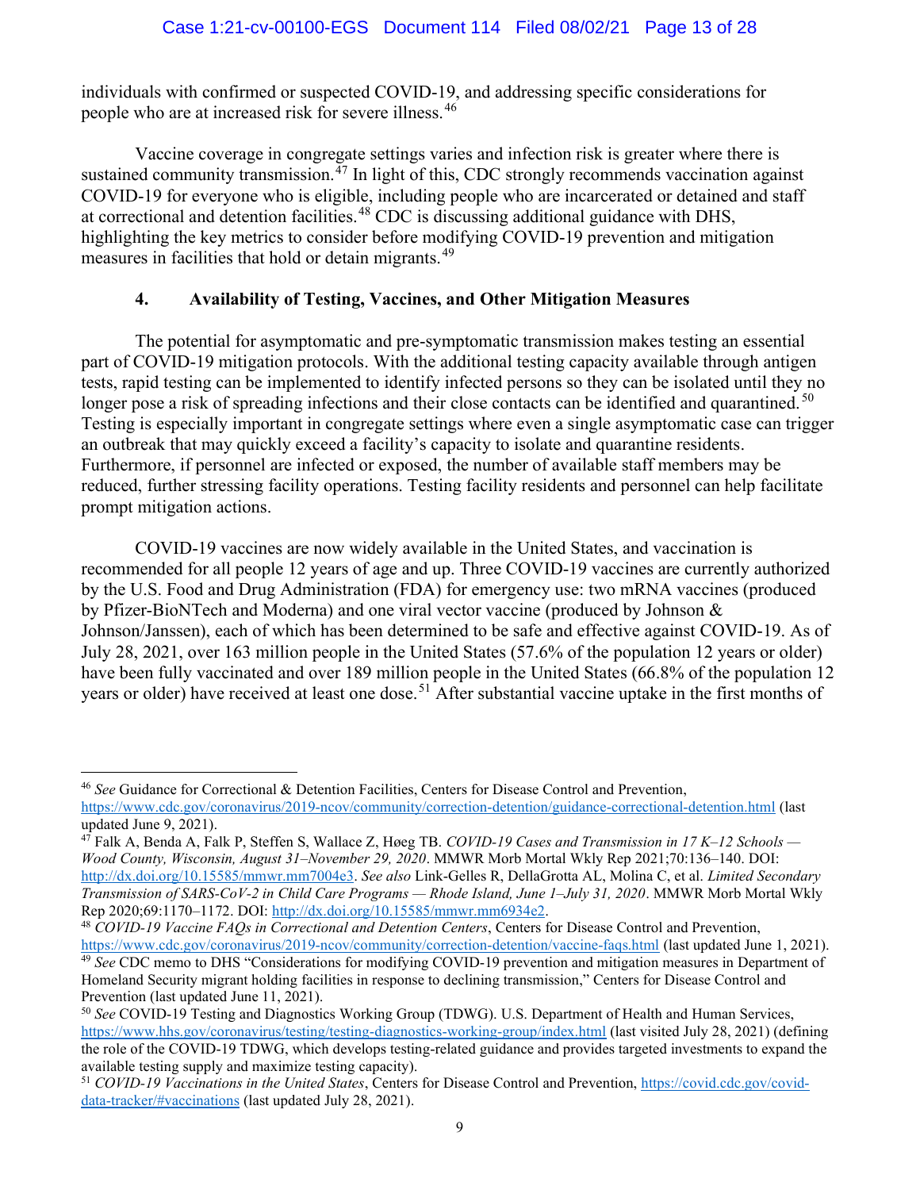individuals with confirmed or suspected COVID-19, and addressing specific considerations for people who are at increased risk for severe illness.[46]

Vaccine coverage in congregate settings varies and infection risk is greater where there is sustained community transmission.[47] In light of this, CDC strongly recommends vaccination against COVID-19 for everyone who is eligible, including people who are incarcerated or detained and staff at correctional and detention facilities.[48] CDC is discussing additional guidance with DHS, highlighting the key metrics to consider before modifying COVID-19 prevention and mitigation measures in facilities that hold or detain migrants.[49]

### 4. Availability of Testing, Vaccines, and Other Mitigation Measures

The potential for asymptomatic and pre-symptomatic transmission makes testing an essential part of COVID-19 mitigation protocols. With the additional testing capacity available through antigen tests, rapid testing can be implemented to identify infected persons so they can be isolated until they no longer pose a risk of spreading infections and their close contacts can be identified and quarantined.[50] Testing is especially important in congregate settings where even a single asymptomatic case can trigger an outbreak that may quickly exceed a facility's capacity to isolate and quarantine residents. Furthermore, if personnel are infected or exposed, the number of available staff members may be reduced, further stressing facility operations. Testing facility residents and personnel can help facilitate prompt mitigation actions.

COVID-19 vaccines are now widely available in the United States, and vaccination is recommended for all people 12 years of age and up. Three COVID-19 vaccines are currently authorized by the U.S. Food and Drug Administration (FDA) for emergency use: two mRNA vaccines (produced by Pfizer-BioNTech and Moderna) and one viral vector vaccine (produced by Johnson & Johnson/Janssen), each of which has been determined to be safe and effective against COVID-19. As of July 28, 2021, over 163 million people in the United States (57.6% of the population 12 years or older) have been fully vaccinated and over 189 million people in the United States (66.8% of the population 12 years or older) have received at least one dose.[51] After substantial vaccine uptake in the first months of

---

[46] *See* Guidance for Correctional & Detention Facilities, Centers for Disease Control and Prevention, https://www.cdc.gov/coronavirus/2019-ncov/community/correction-detention/guidance-correctional-detention.html (last updated June 9, 2021).

[47] Falk A, Benda A, Falk P, Steffen S, Wallace Z, Høeg TB. *COVID-19 Cases and Transmission in 17 K–12 Schools — Wood County, Wisconsin, August 31–November 29, 2020*. MMWR Morb Mortal Wkly Rep 2021;70:136–140. DOI: http://dx.doi.org/10.15585/mmwr.mm7004e3. *See also* Link-Gelles R, DellaGrotta AL, Molina C, et al. *Limited Secondary Transmission of SARS-CoV-2 in Child Care Programs — Rhode Island, June 1–July 31, 2020*. MMWR Morb Mortal Wkly Rep 2020;69:1170–1172. DOI: http://dx.doi.org/10.15585/mmwr.mm6934e2.

[48] *COVID-19 Vaccine FAQs in Correctional and Detention Centers*, Centers for Disease Control and Prevention, https://www.cdc.gov/coronavirus/2019-ncov/community/correction-detention/vaccine-faqs.html (last updated June 1, 2021).

[49] *See* CDC memo to DHS "Considerations for modifying COVID-19 prevention and mitigation measures in Department of Homeland Security migrant holding facilities in response to declining transmission," Centers for Disease Control and Prevention (last updated June 11, 2021).

[50] *See* COVID-19 Testing and Diagnostics Working Group (TDWG). U.S. Department of Health and Human Services, https://www.hhs.gov/coronavirus/testing/testing-diagnostics-working-group/index.html (last visited July 28, 2021) (defining the role of the COVID-19 TDWG, which develops testing-related guidance and provides targeted investments to expand the available testing supply and maximize testing capacity).

[51] *COVID-19 Vaccinations in the United States*, Centers for Disease Control and Prevention, https://covid.cdc.gov/covid-data-tracker/#vaccinations (last updated July 28, 2021).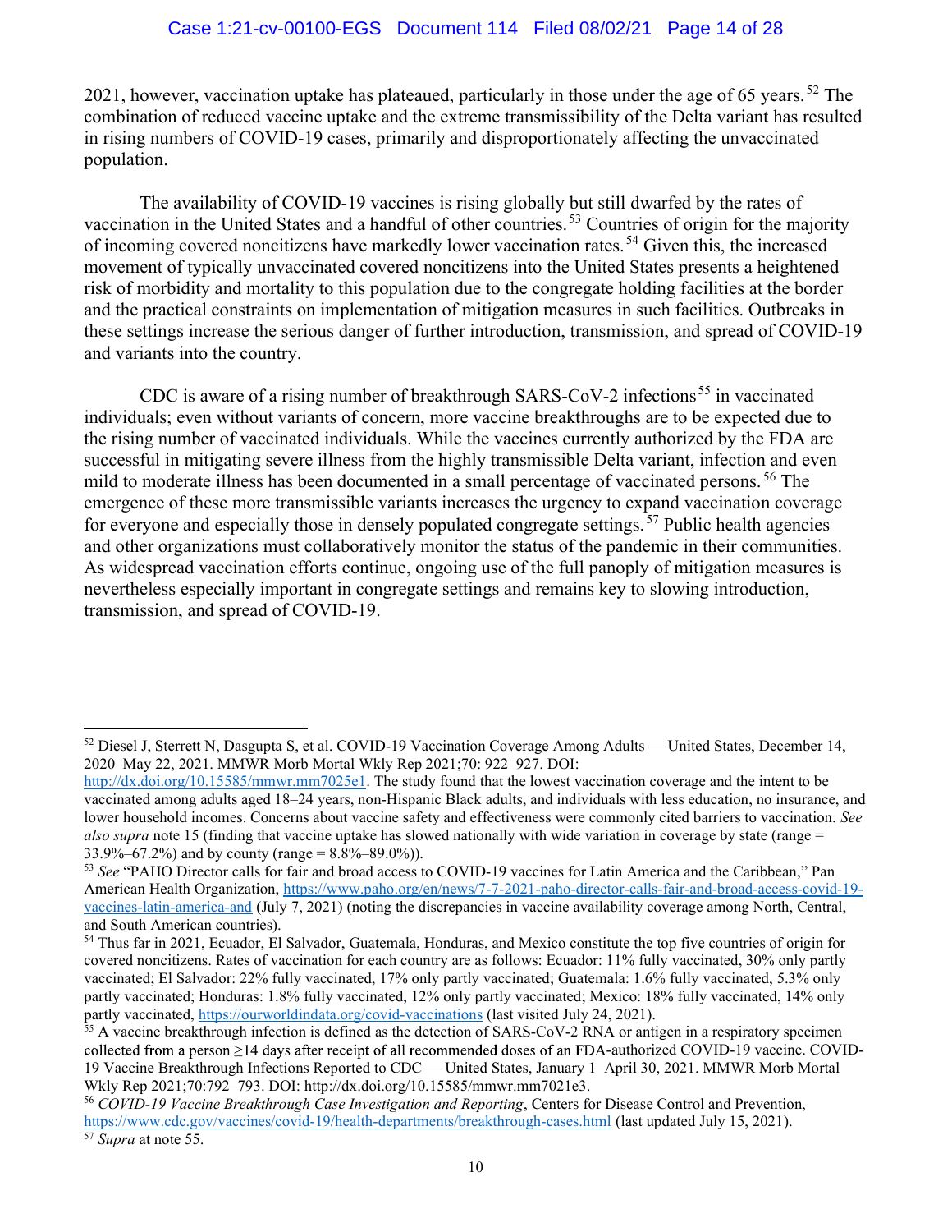2021, however, vaccination uptake has plateaued, particularly in those under the age of 65 years.[52] The combination of reduced vaccine uptake and the extreme transmissibility of the Delta variant has resulted in rising numbers of COVID-19 cases, primarily and disproportionately affecting the unvaccinated population.

The availability of COVID-19 vaccines is rising globally but still dwarfed by the rates of vaccination in the United States and a handful of other countries.[53] Countries of origin for the majority of incoming covered noncitizens have markedly lower vaccination rates.[54] Given this, the increased movement of typically unvaccinated covered noncitizens into the United States presents a heightened risk of morbidity and mortality to this population due to the congregate holding facilities at the border and the practical constraints on implementation of mitigation measures in such facilities. Outbreaks in these settings increase the serious danger of further introduction, transmission, and spread of COVID-19 and variants into the country.

CDC is aware of a rising number of breakthrough SARS-CoV-2 infections[55] in vaccinated individuals; even without variants of concern, more vaccine breakthroughs are to be expected due to the rising number of vaccinated individuals. While the vaccines currently authorized by the FDA are successful in mitigating severe illness from the highly transmissible Delta variant, infection and even mild to moderate illness has been documented in a small percentage of vaccinated persons.[56] The emergence of these more transmissible variants increases the urgency to expand vaccination coverage for everyone and especially those in densely populated congregate settings.[57] Public health agencies and other organizations must collaboratively monitor the status of the pandemic in their communities. As widespread vaccination efforts continue, ongoing use of the full panoply of mitigation measures is nevertheless especially important in congregate settings and remains key to slowing introduction, transmission, and spread of COVID-19.

---

[52] Diesel J, Sterrett N, Dasgupta S, et al. COVID-19 Vaccination Coverage Among Adults — United States, December 14, 2020–May 22, 2021. MMWR Morb Mortal Wkly Rep 2021;70: 922–927. DOI: http://dx.doi.org/10.15585/mmwr.mm7025e1. The study found that the lowest vaccination coverage and the intent to be vaccinated among adults aged 18–24 years, non-Hispanic Black adults, and individuals with less education, no insurance, and lower household incomes. Concerns about vaccine safety and effectiveness were commonly cited barriers to vaccination. *See also supra* note 15 (finding that vaccine uptake has slowed nationally with wide variation in coverage by state (range = 33.9%–67.2%) and by county (range = 8.8%–89.0%)).

[53] *See* "PAHO Director calls for fair and broad access to COVID-19 vaccines for Latin America and the Caribbean," Pan American Health Organization, https://www.paho.org/en/news/7-7-2021-paho-director-calls-fair-and-broad-access-covid-19-vaccines-latin-america-and (July 7, 2021) (noting the discrepancies in vaccine availability coverage among North, Central, and South American countries).

[54] Thus far in 2021, Ecuador, El Salvador, Guatemala, Honduras, and Mexico constitute the top five countries of origin for covered noncitizens. Rates of vaccination for each country are as follows: Ecuador: 11% fully vaccinated, 30% only partly vaccinated; El Salvador: 22% fully vaccinated, 17% only partly vaccinated; Guatemala: 1.6% fully vaccinated, 5.3% only partly vaccinated; Honduras: 1.8% fully vaccinated, 12% only partly vaccinated; Mexico: 18% fully vaccinated, 14% only partly vaccinated, https://ourworldindata.org/covid-vaccinations (last visited July 24, 2021).

[55] A vaccine breakthrough infection is defined as the detection of SARS-CoV-2 RNA or antigen in a respiratory specimen collected from a person ≥14 days after receipt of all recommended doses of an FDA-authorized COVID-19 vaccine. COVID-19 Vaccine Breakthrough Infections Reported to CDC — United States, January 1–April 30, 2021. MMWR Morb Mortal Wkly Rep 2021;70:792–793. DOI: http://dx.doi.org/10.15585/mmwr.mm7021e3.

[56] *COVID-19 Vaccine Breakthrough Case Investigation and Reporting*, Centers for Disease Control and Prevention, https://www.cdc.gov/vaccines/covid-19/health-departments/breakthrough-cases.html (last updated July 15, 2021).

[57] *Supra* at note 55.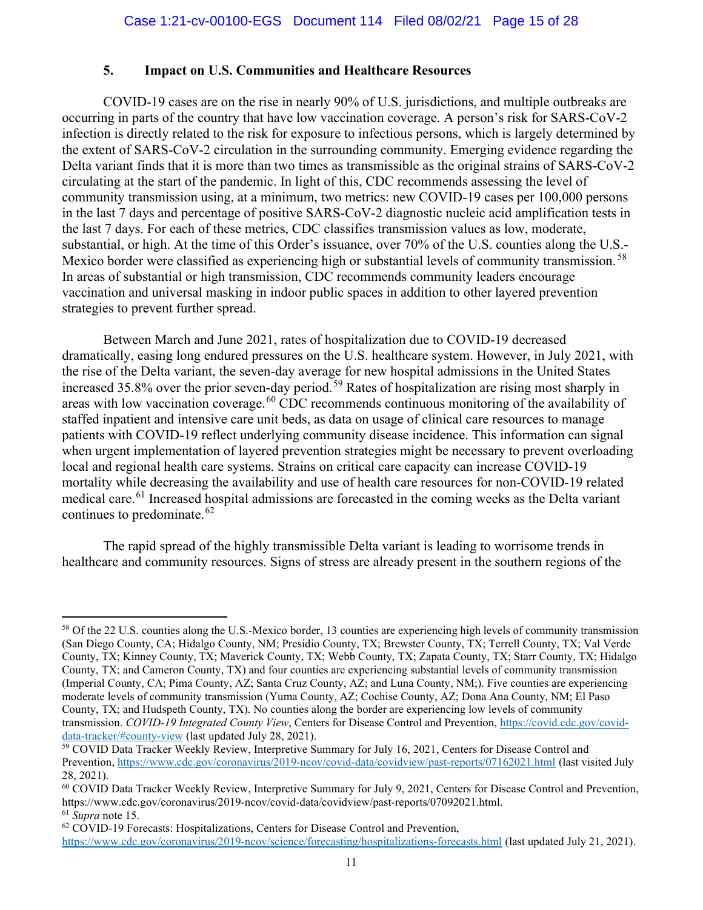### 5. Impact on U.S. Communities and Healthcare Resources

COVID-19 cases are on the rise in nearly 90% of U.S. jurisdictions, and multiple outbreaks are occurring in parts of the country that have low vaccination coverage. A person's risk for SARS-CoV-2 infection is directly related to the risk for exposure to infectious persons, which is largely determined by the extent of SARS-CoV-2 circulation in the surrounding community. Emerging evidence regarding the Delta variant finds that it is more than two times as transmissible as the original strains of SARS-CoV-2 circulating at the start of the pandemic. In light of this, CDC recommends assessing the level of community transmission using, at a minimum, two metrics: new COVID-19 cases per 100,000 persons in the last 7 days and percentage of positive SARS-CoV-2 diagnostic nucleic acid amplification tests in the last 7 days. For each of these metrics, CDC classifies transmission values as low, moderate, substantial, or high. At the time of this Order's issuance, over 70% of the U.S. counties along the U.S.-Mexico border were classified as experiencing high or substantial levels of community transmission.[58] In areas of substantial or high transmission, CDC recommends community leaders encourage vaccination and universal masking in indoor public spaces in addition to other layered prevention strategies to prevent further spread.

Between March and June 2021, rates of hospitalization due to COVID-19 decreased dramatically, easing long endured pressures on the U.S. healthcare system. However, in July 2021, with the rise of the Delta variant, the seven-day average for new hospital admissions in the United States increased 35.8% over the prior seven-day period.[59] Rates of hospitalization are rising most sharply in areas with low vaccination coverage.[60] CDC recommends continuous monitoring of the availability of staffed inpatient and intensive care unit beds, as data on usage of clinical care resources to manage patients with COVID-19 reflect underlying community disease incidence. This information can signal when urgent implementation of layered prevention strategies might be necessary to prevent overloading local and regional health care systems. Strains on critical care capacity can increase COVID-19 mortality while decreasing the availability and use of health care resources for non-COVID-19 related medical care.[61] Increased hospital admissions are forecasted in the coming weeks as the Delta variant continues to predominate.[62]

The rapid spread of the highly transmissible Delta variant is leading to worrisome trends in healthcare and community resources. Signs of stress are already present in the southern regions of the

---

[58] Of the 22 U.S. counties along the U.S.-Mexico border, 13 counties are experiencing high levels of community transmission (San Diego County, CA; Hidalgo County, NM; Presidio County, TX; Brewster County, TX; Terrell County, TX; Val Verde County, TX; Kinney County, TX; Maverick County, TX; Webb County, TX; Zapata County, TX; Starr County, TX; Hidalgo County, TX; and Cameron County, TX) and four counties are experiencing substantial levels of community transmission (Imperial County, CA; Pima County, AZ; Santa Cruz County, AZ; and Luna County, NM;). Five counties are experiencing moderate levels of community transmission (Yuma County, AZ; Cochise County, AZ; Dona Ana County, NM; El Paso County, TX; and Hudspeth County, TX). No counties along the border are experiencing low levels of community transmission. *COVID-19 Integrated County View*, Centers for Disease Control and Prevention, https://covid.cdc.gov/covid-data-tracker/#county-view (last updated July 28, 2021).

[59] COVID Data Tracker Weekly Review, Interpretive Summary for July 16, 2021, Centers for Disease Control and Prevention, https://www.cdc.gov/coronavirus/2019-ncov/covid-data/covidview/past-reports/07162021.html (last visited July 28, 2021).

[60] COVID Data Tracker Weekly Review, Interpretive Summary for July 9, 2021, Centers for Disease Control and Prevention, https://www.cdc.gov/coronavirus/2019-ncov/covid-data/covidview/past-reports/07092021.html.

[61] *Supra* note 15.

[62] COVID-19 Forecasts: Hospitalizations, Centers for Disease Control and Prevention, https://www.cdc.gov/coronavirus/2019-ncov/science/forecasting/hospitalizations-forecasts.html (last updated July 21, 2021).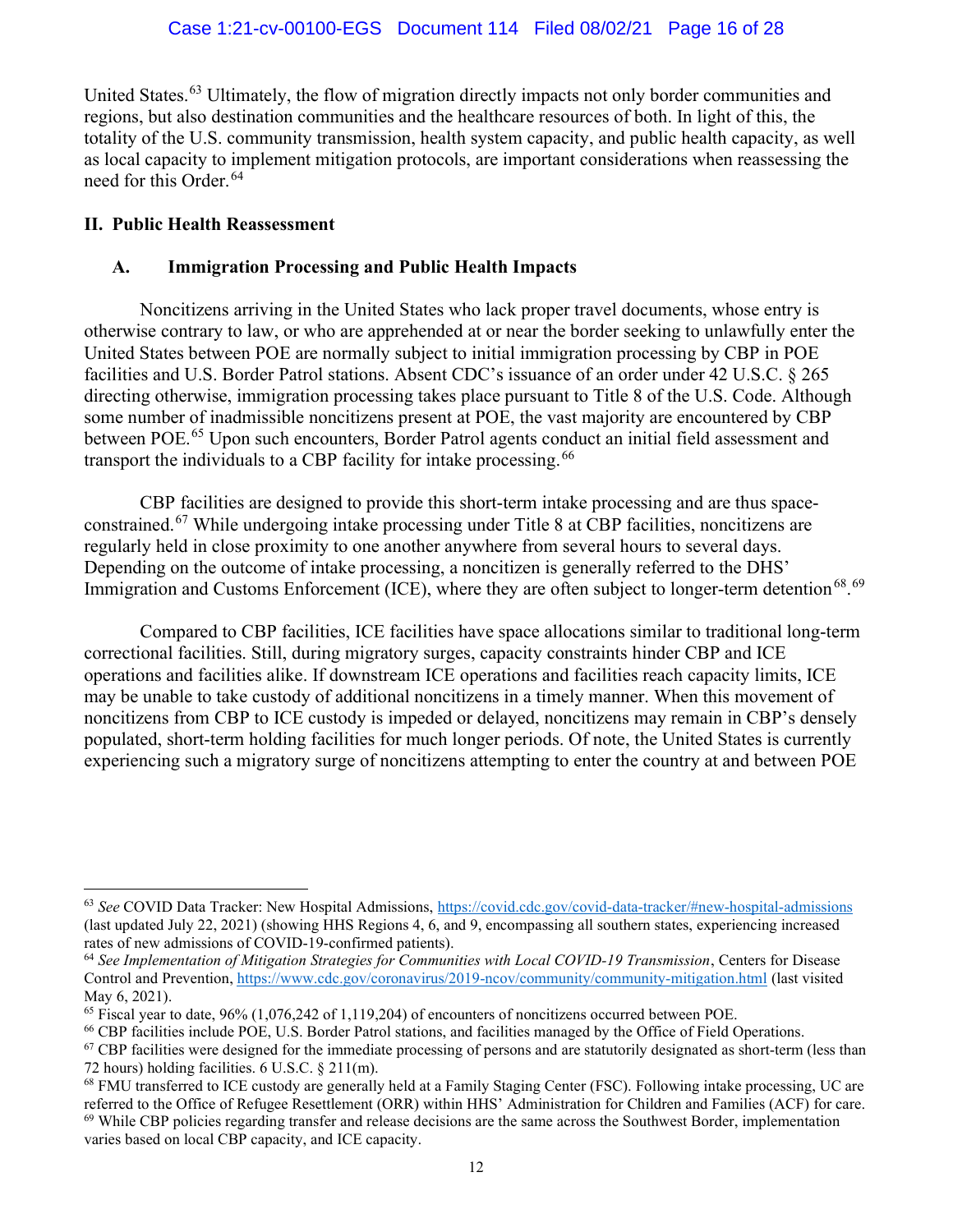United States.[63] Ultimately, the flow of migration directly impacts not only border communities and regions, but also destination communities and the healthcare resources of both. In light of this, the totality of the U.S. community transmission, health system capacity, and public health capacity, as well as local capacity to implement mitigation protocols, are important considerations when reassessing the need for this Order.[64]

## II. Public Health Reassessment

### A. Immigration Processing and Public Health Impacts

Noncitizens arriving in the United States who lack proper travel documents, whose entry is otherwise contrary to law, or who are apprehended at or near the border seeking to unlawfully enter the United States between POE are normally subject to initial immigration processing by CBP in POE facilities and U.S. Border Patrol stations. Absent CDC's issuance of an order under 42 U.S.C. § 265 directing otherwise, immigration processing takes place pursuant to Title 8 of the U.S. Code. Although some number of inadmissible noncitizens present at POE, the vast majority are encountered by CBP between POE.[65] Upon such encounters, Border Patrol agents conduct an initial field assessment and transport the individuals to a CBP facility for intake processing.[66]

CBP facilities are designed to provide this short-term intake processing and are thus space-constrained.[67] While undergoing intake processing under Title 8 at CBP facilities, noncitizens are regularly held in close proximity to one another anywhere from several hours to several days. Depending on the outcome of intake processing, a noncitizen is generally referred to the DHS' Immigration and Customs Enforcement (ICE), where they are often subject to longer-term detention[68].[69]

Compared to CBP facilities, ICE facilities have space allocations similar to traditional long-term correctional facilities. Still, during migratory surges, capacity constraints hinder CBP and ICE operations and facilities alike. If downstream ICE operations and facilities reach capacity limits, ICE may be unable to take custody of additional noncitizens in a timely manner. When this movement of noncitizens from CBP to ICE custody is impeded or delayed, noncitizens may remain in CBP's densely populated, short-term holding facilities for much longer periods. Of note, the United States is currently experiencing such a migratory surge of noncitizens attempting to enter the country at and between POE

---

[63] *See* COVID Data Tracker: New Hospital Admissions, https://covid.cdc.gov/covid-data-tracker/#new-hospital-admissions (last updated July 22, 2021) (showing HHS Regions 4, 6, and 9, encompassing all southern states, experiencing increased rates of new admissions of COVID-19-confirmed patients).

[64] *See Implementation of Mitigation Strategies for Communities with Local COVID-19 Transmission*, Centers for Disease Control and Prevention, https://www.cdc.gov/coronavirus/2019-ncov/community/community-mitigation.html (last visited May 6, 2021).

[65] Fiscal year to date, 96% (1,076,242 of 1,119,204) of encounters of noncitizens occurred between POE.

[66] CBP facilities include POE, U.S. Border Patrol stations, and facilities managed by the Office of Field Operations.

[67] CBP facilities were designed for the immediate processing of persons and are statutorily designated as short-term (less than 72 hours) holding facilities. 6 U.S.C. § 211(m).

[68] FMU transferred to ICE custody are generally held at a Family Staging Center (FSC). Following intake processing, UC are referred to the Office of Refugee Resettlement (ORR) within HHS' Administration for Children and Families (ACF) for care.

[69] While CBP policies regarding transfer and release decisions are the same across the Southwest Border, implementation varies based on local CBP capacity, and ICE capacity.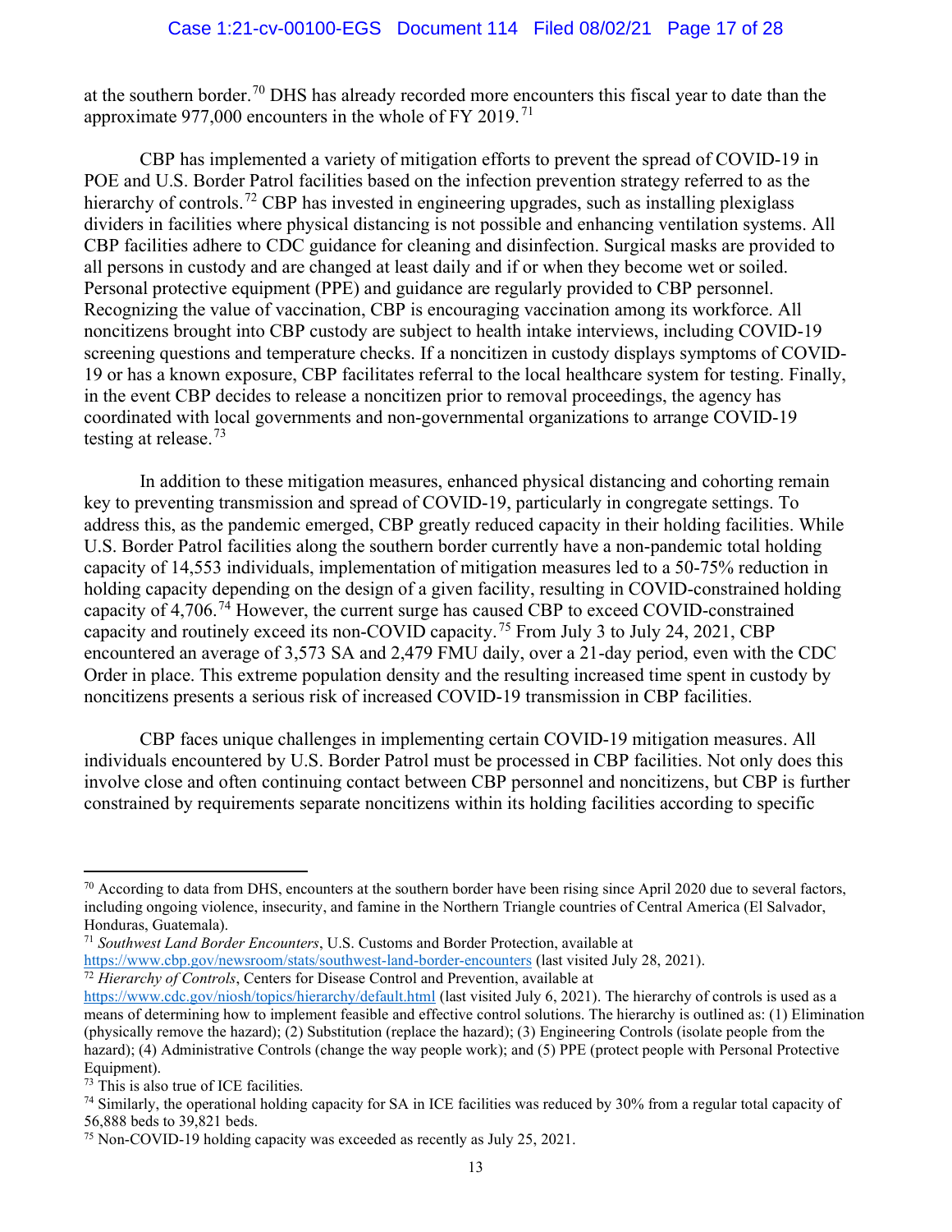at the southern border.[70] DHS has already recorded more encounters this fiscal year to date than the approximate 977,000 encounters in the whole of FY 2019.[71]

CBP has implemented a variety of mitigation efforts to prevent the spread of COVID-19 in POE and U.S. Border Patrol facilities based on the infection prevention strategy referred to as the hierarchy of controls.[72] CBP has invested in engineering upgrades, such as installing plexiglass dividers in facilities where physical distancing is not possible and enhancing ventilation systems. All CBP facilities adhere to CDC guidance for cleaning and disinfection. Surgical masks are provided to all persons in custody and are changed at least daily and if or when they become wet or soiled. Personal protective equipment (PPE) and guidance are regularly provided to CBP personnel. Recognizing the value of vaccination, CBP is encouraging vaccination among its workforce. All noncitizens brought into CBP custody are subject to health intake interviews, including COVID-19 screening questions and temperature checks. If a noncitizen in custody displays symptoms of COVID-19 or has a known exposure, CBP facilitates referral to the local healthcare system for testing. Finally, in the event CBP decides to release a noncitizen prior to removal proceedings, the agency has coordinated with local governments and non-governmental organizations to arrange COVID-19 testing at release.[73]

In addition to these mitigation measures, enhanced physical distancing and cohorting remain key to preventing transmission and spread of COVID-19, particularly in congregate settings. To address this, as the pandemic emerged, CBP greatly reduced capacity in their holding facilities. While U.S. Border Patrol facilities along the southern border currently have a non-pandemic total holding capacity of 14,553 individuals, implementation of mitigation measures led to a 50-75% reduction in holding capacity depending on the design of a given facility, resulting in COVID-constrained holding capacity of 4,706.[74] However, the current surge has caused CBP to exceed COVID-constrained capacity and routinely exceed its non-COVID capacity.[75] From July 3 to July 24, 2021, CBP encountered an average of 3,573 SA and 2,479 FMU daily, over a 21-day period, even with the CDC Order in place. This extreme population density and the resulting increased time spent in custody by noncitizens presents a serious risk of increased COVID-19 transmission in CBP facilities.

CBP faces unique challenges in implementing certain COVID-19 mitigation measures. All individuals encountered by U.S. Border Patrol must be processed in CBP facilities. Not only does this involve close and often continuing contact between CBP personnel and noncitizens, but CBP is further constrained by requirements separate noncitizens within its holding facilities according to specific

---

[70] According to data from DHS, encounters at the southern border have been rising since April 2020 due to several factors, including ongoing violence, insecurity, and famine in the Northern Triangle countries of Central America (El Salvador, Honduras, Guatemala).

[71] *Southwest Land Border Encounters*, U.S. Customs and Border Protection, available at https://www.cbp.gov/newsroom/stats/southwest-land-border-encounters (last visited July 28, 2021).

[72] *Hierarchy of Controls*, Centers for Disease Control and Prevention, available at https://www.cdc.gov/niosh/topics/hierarchy/default.html (last visited July 6, 2021). The hierarchy of controls is used as a means of determining how to implement feasible and effective control solutions. The hierarchy is outlined as: (1) Elimination (physically remove the hazard); (2) Substitution (replace the hazard); (3) Engineering Controls (isolate people from the hazard); (4) Administrative Controls (change the way people work); and (5) PPE (protect people with Personal Protective Equipment).

[73] This is also true of ICE facilities.

[74] Similarly, the operational holding capacity for SA in ICE facilities was reduced by 30% from a regular total capacity of 56,888 beds to 39,821 beds.

[75] Non-COVID-19 holding capacity was exceeded as recently as July 25, 2021.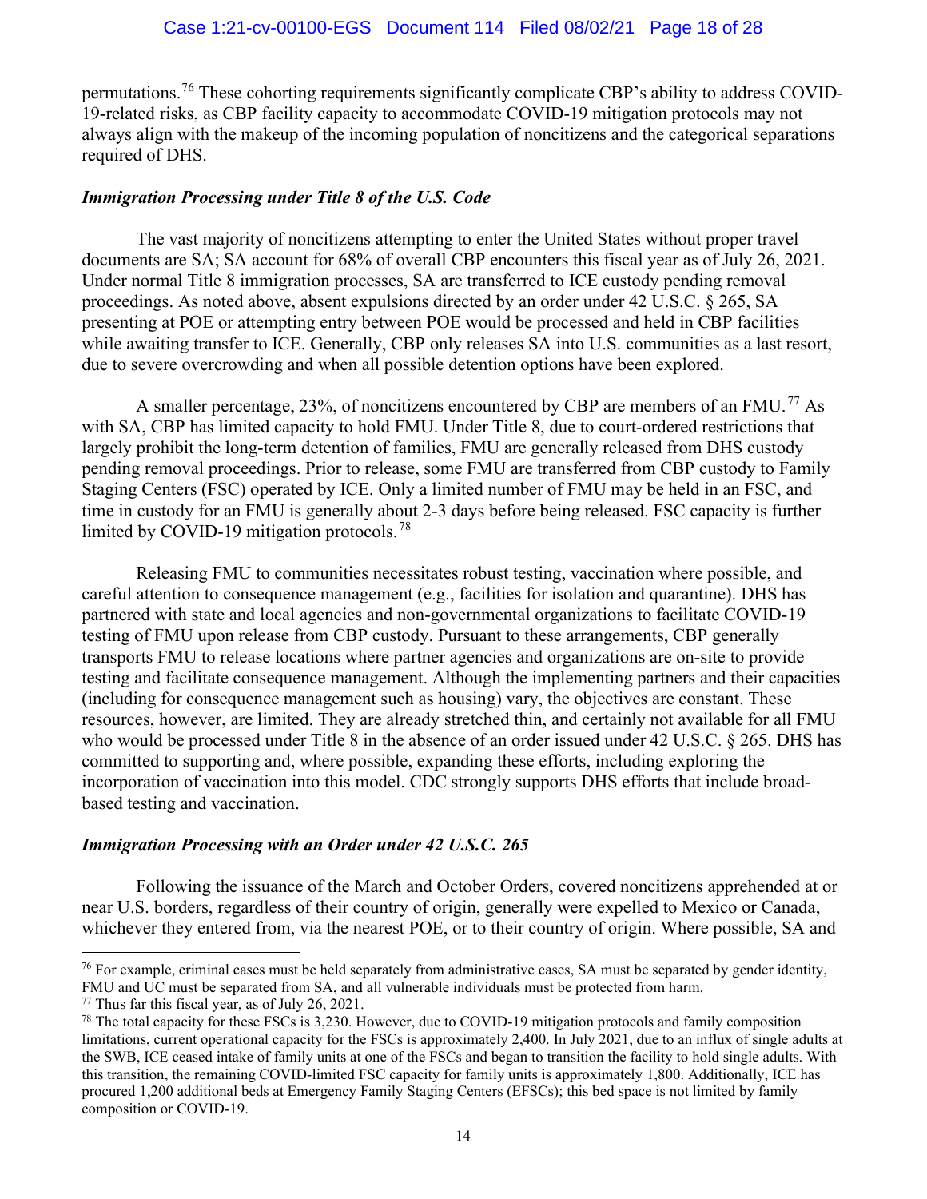permutations.[76] These cohorting requirements significantly complicate CBP's ability to address COVID-19-related risks, as CBP facility capacity to accommodate COVID-19 mitigation protocols may not always align with the makeup of the incoming population of noncitizens and the categorical separations required of DHS.

### *Immigration Processing under Title 8 of the U.S. Code*

The vast majority of noncitizens attempting to enter the United States without proper travel documents are SA; SA account for 68% of overall CBP encounters this fiscal year as of July 26, 2021. Under normal Title 8 immigration processes, SA are transferred to ICE custody pending removal proceedings. As noted above, absent expulsions directed by an order under 42 U.S.C. § 265, SA presenting at POE or attempting entry between POE would be processed and held in CBP facilities while awaiting transfer to ICE. Generally, CBP only releases SA into U.S. communities as a last resort, due to severe overcrowding and when all possible detention options have been explored.

A smaller percentage, 23%, of noncitizens encountered by CBP are members of an FMU.[77] As with SA, CBP has limited capacity to hold FMU. Under Title 8, due to court-ordered restrictions that largely prohibit the long-term detention of families, FMU are generally released from DHS custody pending removal proceedings. Prior to release, some FMU are transferred from CBP custody to Family Staging Centers (FSC) operated by ICE. Only a limited number of FMU may be held in an FSC, and time in custody for an FMU is generally about 2-3 days before being released. FSC capacity is further limited by COVID-19 mitigation protocols.[78]

Releasing FMU to communities necessitates robust testing, vaccination where possible, and careful attention to consequence management (e.g., facilities for isolation and quarantine). DHS has partnered with state and local agencies and non-governmental organizations to facilitate COVID-19 testing of FMU upon release from CBP custody. Pursuant to these arrangements, CBP generally transports FMU to release locations where partner agencies and organizations are on-site to provide testing and facilitate consequence management. Although the implementing partners and their capacities (including for consequence management such as housing) vary, the objectives are constant. These resources, however, are limited. They are already stretched thin, and certainly not available for all FMU who would be processed under Title 8 in the absence of an order issued under 42 U.S.C. § 265. DHS has committed to supporting and, where possible, expanding these efforts, including exploring the incorporation of vaccination into this model. CDC strongly supports DHS efforts that include broad-based testing and vaccination.

### *Immigration Processing with an Order under 42 U.S.C. 265*

Following the issuance of the March and October Orders, covered noncitizens apprehended at or near U.S. borders, regardless of their country of origin, generally were expelled to Mexico or Canada, whichever they entered from, via the nearest POE, or to their country of origin. Where possible, SA and

---

[76] For example, criminal cases must be held separately from administrative cases, SA must be separated by gender identity, FMU and UC must be separated from SA, and all vulnerable individuals must be protected from harm.

[77] Thus far this fiscal year, as of July 26, 2021.

[78] The total capacity for these FSCs is 3,230. However, due to COVID-19 mitigation protocols and family composition limitations, current operational capacity for the FSCs is approximately 2,400. In July 2021, due to an influx of single adults at the SWB, ICE ceased intake of family units at one of the FSCs and began to transition the facility to hold single adults. With this transition, the remaining COVID-limited FSC capacity for family units is approximately 1,800. Additionally, ICE has procured 1,200 additional beds at Emergency Family Staging Centers (EFSCs); this bed space is not limited by family composition or COVID-19.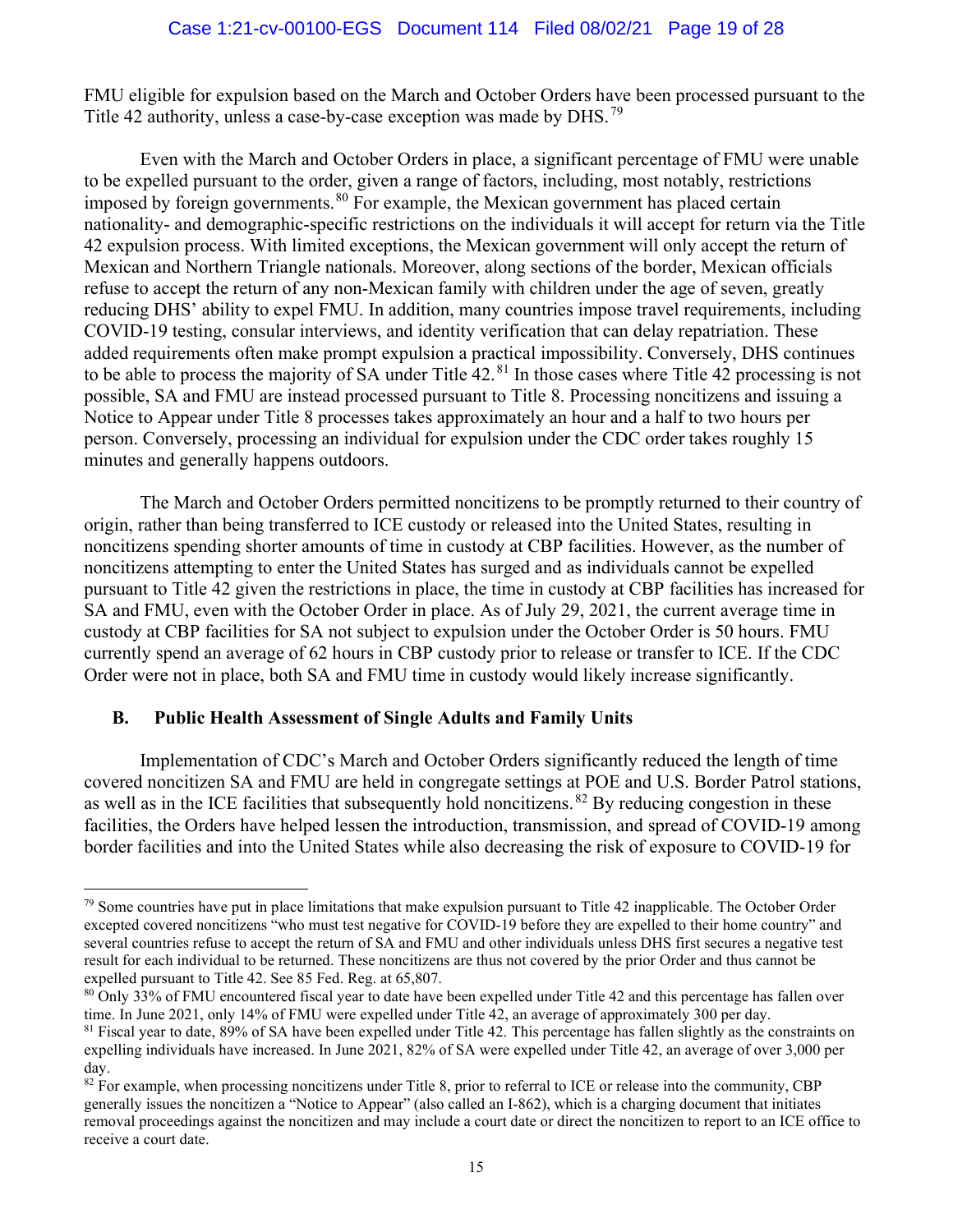FMU eligible for expulsion based on the March and October Orders have been processed pursuant to the Title 42 authority, unless a case-by-case exception was made by DHS.[79]

Even with the March and October Orders in place, a significant percentage of FMU were unable to be expelled pursuant to the order, given a range of factors, including, most notably, restrictions imposed by foreign governments.[80] For example, the Mexican government has placed certain nationality- and demographic-specific restrictions on the individuals it will accept for return via the Title 42 expulsion process. With limited exceptions, the Mexican government will only accept the return of Mexican and Northern Triangle nationals. Moreover, along sections of the border, Mexican officials refuse to accept the return of any non-Mexican family with children under the age of seven, greatly reducing DHS' ability to expel FMU. In addition, many countries impose travel requirements, including COVID-19 testing, consular interviews, and identity verification that can delay repatriation. These added requirements often make prompt expulsion a practical impossibility. Conversely, DHS continues to be able to process the majority of SA under Title 42.[81] In those cases where Title 42 processing is not possible, SA and FMU are instead processed pursuant to Title 8. Processing noncitizens and issuing a Notice to Appear under Title 8 processes takes approximately an hour and a half to two hours per person. Conversely, processing an individual for expulsion under the CDC order takes roughly 15 minutes and generally happens outdoors.

The March and October Orders permitted noncitizens to be promptly returned to their country of origin, rather than being transferred to ICE custody or released into the United States, resulting in noncitizens spending shorter amounts of time in custody at CBP facilities. However, as the number of noncitizens attempting to enter the United States has surged and as individuals cannot be expelled pursuant to Title 42 given the restrictions in place, the time in custody at CBP facilities has increased for SA and FMU, even with the October Order in place. As of July 29, 2021, the current average time in custody at CBP facilities for SA not subject to expulsion under the October Order is 50 hours. FMU currently spend an average of 62 hours in CBP custody prior to release or transfer to ICE. If the CDC Order were not in place, both SA and FMU time in custody would likely increase significantly.

### B. Public Health Assessment of Single Adults and Family Units

Implementation of CDC's March and October Orders significantly reduced the length of time covered noncitizen SA and FMU are held in congregate settings at POE and U.S. Border Patrol stations, as well as in the ICE facilities that subsequently hold noncitizens.[82] By reducing congestion in these facilities, the Orders have helped lessen the introduction, transmission, and spread of COVID-19 among border facilities and into the United States while also decreasing the risk of exposure to COVID-19 for

---

[79] Some countries have put in place limitations that make expulsion pursuant to Title 42 inapplicable. The October Order excepted covered noncitizens "who must test negative for COVID-19 before they are expelled to their home country" and several countries refuse to accept the return of SA and FMU and other individuals unless DHS first secures a negative test result for each individual to be returned. These noncitizens are thus not covered by the prior Order and thus cannot be expelled pursuant to Title 42. See 85 Fed. Reg. at 65,807.

[80] Only 33% of FMU encountered fiscal year to date have been expelled under Title 42 and this percentage has fallen over time. In June 2021, only 14% of FMU were expelled under Title 42, an average of approximately 300 per day.

[81] Fiscal year to date, 89% of SA have been expelled under Title 42. This percentage has fallen slightly as the constraints on expelling individuals have increased. In June 2021, 82% of SA were expelled under Title 42, an average of over 3,000 per day.

[82] For example, when processing noncitizens under Title 8, prior to referral to ICE or release into the community, CBP generally issues the noncitizen a "Notice to Appear" (also called an I-862), which is a charging document that initiates removal proceedings against the noncitizen and may include a court date or direct the noncitizen to report to an ICE office to receive a court date.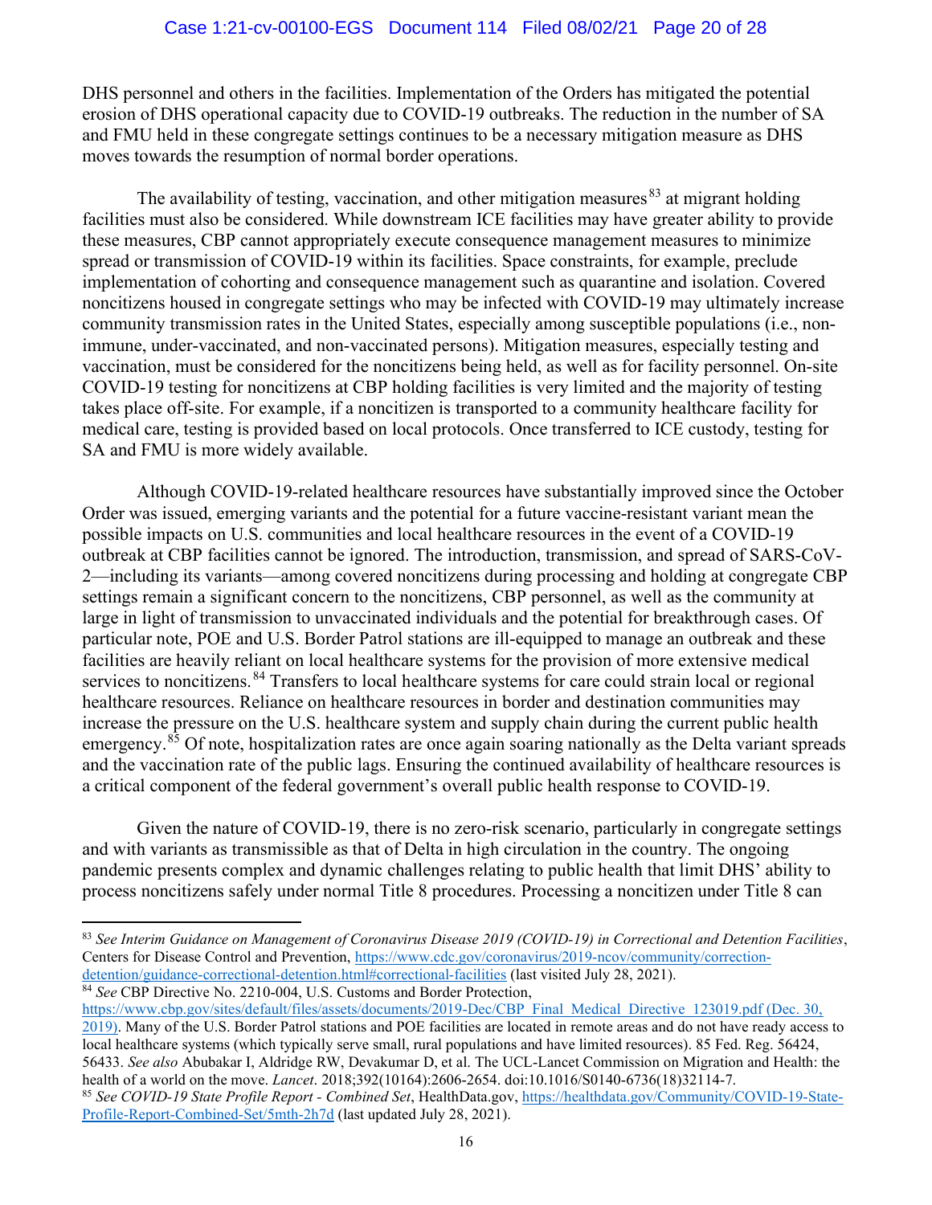DHS personnel and others in the facilities. Implementation of the Orders has mitigated the potential erosion of DHS operational capacity due to COVID-19 outbreaks. The reduction in the number of SA and FMU held in these congregate settings continues to be a necessary mitigation measure as DHS moves towards the resumption of normal border operations.

The availability of testing, vaccination, and other mitigation measures[83] at migrant holding facilities must also be considered. While downstream ICE facilities may have greater ability to provide these measures, CBP cannot appropriately execute consequence management measures to minimize spread or transmission of COVID-19 within its facilities. Space constraints, for example, preclude implementation of cohorting and consequence management such as quarantine and isolation. Covered noncitizens housed in congregate settings who may be infected with COVID-19 may ultimately increase community transmission rates in the United States, especially among susceptible populations (i.e., non-immune, under-vaccinated, and non-vaccinated persons). Mitigation measures, especially testing and vaccination, must be considered for the noncitizens being held, as well as for facility personnel. On-site COVID-19 testing for noncitizens at CBP holding facilities is very limited and the majority of testing takes place off-site. For example, if a noncitizen is transported to a community healthcare facility for medical care, testing is provided based on local protocols. Once transferred to ICE custody, testing for SA and FMU is more widely available.

Although COVID-19-related healthcare resources have substantially improved since the October Order was issued, emerging variants and the potential for a future vaccine-resistant variant mean the possible impacts on U.S. communities and local healthcare resources in the event of a COVID-19 outbreak at CBP facilities cannot be ignored. The introduction, transmission, and spread of SARS-CoV-2—including its variants—among covered noncitizens during processing and holding at congregate CBP settings remain a significant concern to the noncitizens, CBP personnel, as well as the community at large in light of transmission to unvaccinated individuals and the potential for breakthrough cases. Of particular note, POE and U.S. Border Patrol stations are ill-equipped to manage an outbreak and these facilities are heavily reliant on local healthcare systems for the provision of more extensive medical services to noncitizens.[84] Transfers to local healthcare systems for care could strain local or regional healthcare resources. Reliance on healthcare resources in border and destination communities may increase the pressure on the U.S. healthcare system and supply chain during the current public health emergency.[85] Of note, hospitalization rates are once again soaring nationally as the Delta variant spreads and the vaccination rate of the public lags. Ensuring the continued availability of healthcare resources is a critical component of the federal government's overall public health response to COVID-19.

Given the nature of COVID-19, there is no zero-risk scenario, particularly in congregate settings and with variants as transmissible as that of Delta in high circulation in the country. The ongoing pandemic presents complex and dynamic challenges relating to public health that limit DHS' ability to process noncitizens safely under normal Title 8 procedures. Processing a noncitizen under Title 8 can

---

[83] *See Interim Guidance on Management of Coronavirus Disease 2019 (COVID-19) in Correctional and Detention Facilities*, Centers for Disease Control and Prevention, https://www.cdc.gov/coronavirus/2019-ncov/community/correction-detention/guidance-correctional-detention.html#correctional-facilities (last visited July 28, 2021).

[84] *See* CBP Directive No. 2210-004, U.S. Customs and Border Protection, https://www.cbp.gov/sites/default/files/assets/documents/2019-Dec/CBP_Final_Medical_Directive_123019.pdf (Dec. 30, 2019). Many of the U.S. Border Patrol stations and POE facilities are located in remote areas and do not have ready access to local healthcare systems (which typically serve small, rural populations and have limited resources). 85 Fed. Reg. 56424, 56433. *See also* Abubakar I, Aldridge RW, Devakumar D, et al. The UCL-Lancet Commission on Migration and Health: the health of a world on the move. *Lancet*. 2018;392(10164):2606-2654. doi:10.1016/S0140-6736(18)32114-7.

[85] *See COVID-19 State Profile Report - Combined Set*, HealthData.gov, https://healthdata.gov/Community/COVID-19-State-Profile-Report-Combined-Set/5mth-2h7d (last updated July 28, 2021).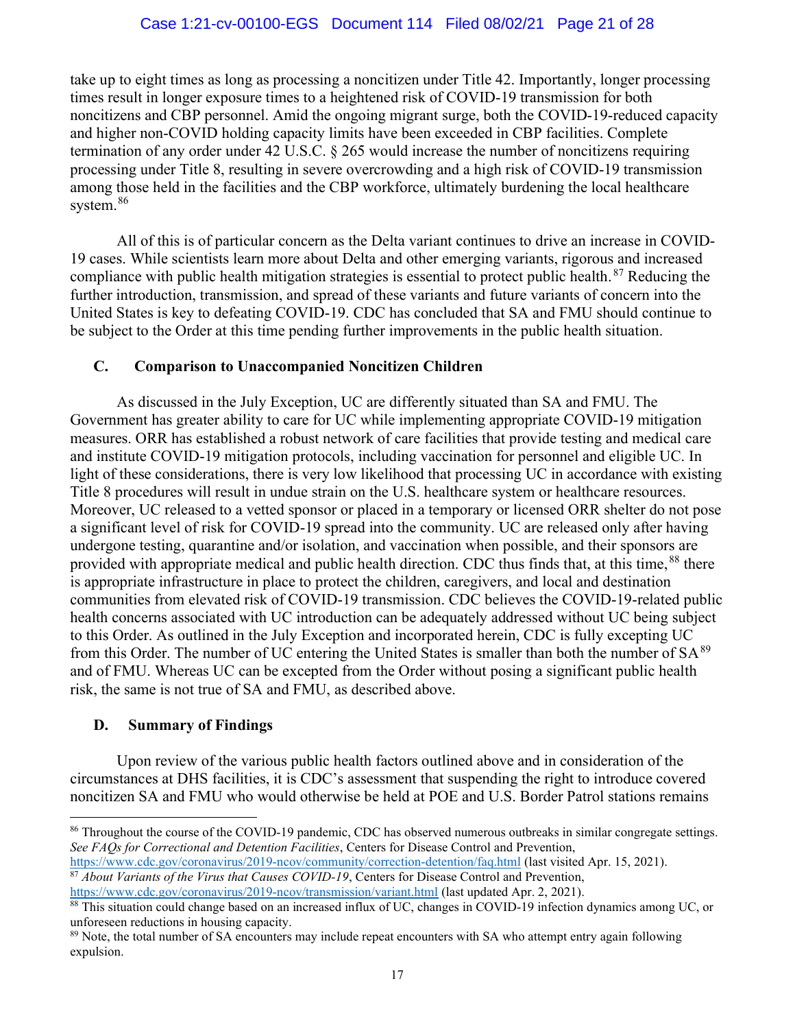take up to eight times as long as processing a noncitizen under Title 42. Importantly, longer processing times result in longer exposure times to a heightened risk of COVID-19 transmission for both noncitizens and CBP personnel. Amid the ongoing migrant surge, both the COVID-19-reduced capacity and higher non-COVID holding capacity limits have been exceeded in CBP facilities. Complete termination of any order under 42 U.S.C. § 265 would increase the number of noncitizens requiring processing under Title 8, resulting in severe overcrowding and a high risk of COVID-19 transmission among those held in the facilities and the CBP workforce, ultimately burdening the local healthcare system.[86]

All of this is of particular concern as the Delta variant continues to drive an increase in COVID-19 cases. While scientists learn more about Delta and other emerging variants, rigorous and increased compliance with public health mitigation strategies is essential to protect public health.[87] Reducing the further introduction, transmission, and spread of these variants and future variants of concern into the United States is key to defeating COVID-19. CDC has concluded that SA and FMU should continue to be subject to the Order at this time pending further improvements in the public health situation.

### C. Comparison to Unaccompanied Noncitizen Children

As discussed in the July Exception, UC are differently situated than SA and FMU. The Government has greater ability to care for UC while implementing appropriate COVID-19 mitigation measures. ORR has established a robust network of care facilities that provide testing and medical care and institute COVID-19 mitigation protocols, including vaccination for personnel and eligible UC. In light of these considerations, there is very low likelihood that processing UC in accordance with existing Title 8 procedures will result in undue strain on the U.S. healthcare system or healthcare resources. Moreover, UC released to a vetted sponsor or placed in a temporary or licensed ORR shelter do not pose a significant level of risk for COVID-19 spread into the community. UC are released only after having undergone testing, quarantine and/or isolation, and vaccination when possible, and their sponsors are provided with appropriate medical and public health direction. CDC thus finds that, at this time,[88] there is appropriate infrastructure in place to protect the children, caregivers, and local and destination communities from elevated risk of COVID-19 transmission. CDC believes the COVID-19-related public health concerns associated with UC introduction can be adequately addressed without UC being subject to this Order. As outlined in the July Exception and incorporated herein, CDC is fully excepting UC from this Order. The number of UC entering the United States is smaller than both the number of SA[89] and of FMU. Whereas UC can be excepted from the Order without posing a significant public health risk, the same is not true of SA and FMU, as described above.

### D. Summary of Findings

Upon review of the various public health factors outlined above and in consideration of the circumstances at DHS facilities, it is CDC's assessment that suspending the right to introduce covered noncitizen SA and FMU who would otherwise be held at POE and U.S. Border Patrol stations remains

---

[86] Throughout the course of the COVID-19 pandemic, CDC has observed numerous outbreaks in similar congregate settings. *See FAQs for Correctional and Detention Facilities*, Centers for Disease Control and Prevention, https://www.cdc.gov/coronavirus/2019-ncov/community/correction-detention/faq.html (last visited Apr. 15, 2021).

[87] *About Variants of the Virus that Causes COVID-19*, Centers for Disease Control and Prevention, https://www.cdc.gov/coronavirus/2019-ncov/transmission/variant.html (last updated Apr. 2, 2021).

[88] This situation could change based on an increased influx of UC, changes in COVID-19 infection dynamics among UC, or unforeseen reductions in housing capacity.

[89] Note, the total number of SA encounters may include repeat encounters with SA who attempt entry again following expulsion.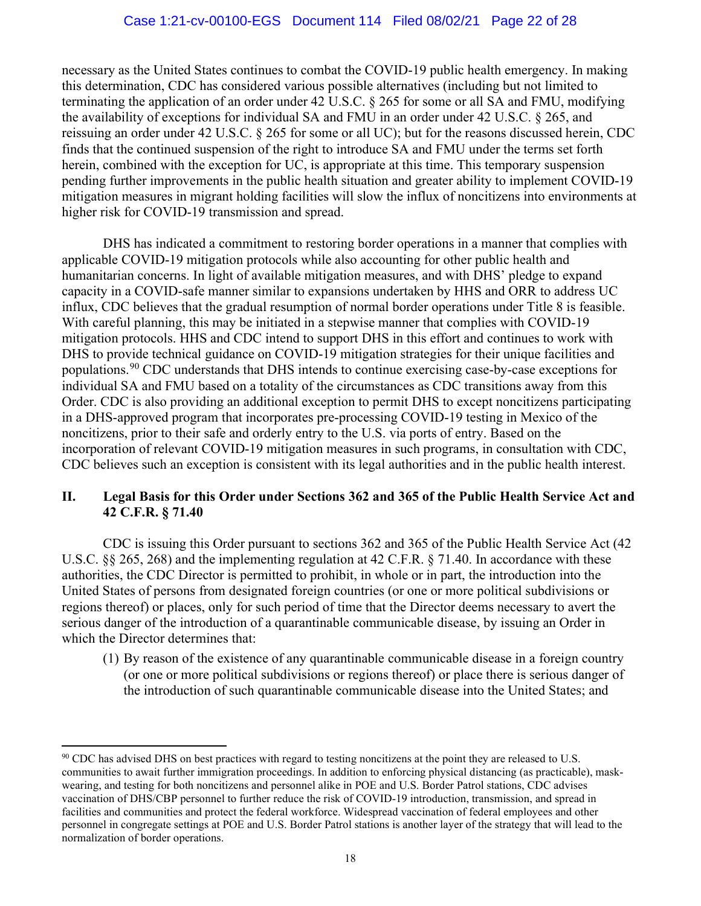necessary as the United States continues to combat the COVID-19 public health emergency. In making this determination, CDC has considered various possible alternatives (including but not limited to terminating the application of an order under 42 U.S.C. § 265 for some or all SA and FMU, modifying the availability of exceptions for individual SA and FMU in an order under 42 U.S.C. § 265, and reissuing an order under 42 U.S.C. § 265 for some or all UC); but for the reasons discussed herein, CDC finds that the continued suspension of the right to introduce SA and FMU under the terms set forth herein, combined with the exception for UC, is appropriate at this time. This temporary suspension pending further improvements in the public health situation and greater ability to implement COVID-19 mitigation measures in migrant holding facilities will slow the influx of noncitizens into environments at higher risk for COVID-19 transmission and spread.

DHS has indicated a commitment to restoring border operations in a manner that complies with applicable COVID-19 mitigation protocols while also accounting for other public health and humanitarian concerns. In light of available mitigation measures, and with DHS' pledge to expand capacity in a COVID-safe manner similar to expansions undertaken by HHS and ORR to address UC influx, CDC believes that the gradual resumption of normal border operations under Title 8 is feasible. With careful planning, this may be initiated in a stepwise manner that complies with COVID-19 mitigation protocols. HHS and CDC intend to support DHS in this effort and continues to work with DHS to provide technical guidance on COVID-19 mitigation strategies for their unique facilities and populations.[90] CDC understands that DHS intends to continue exercising case-by-case exceptions for individual SA and FMU based on a totality of the circumstances as CDC transitions away from this Order. CDC is also providing an additional exception to permit DHS to except noncitizens participating in a DHS-approved program that incorporates pre-processing COVID-19 testing in Mexico of the noncitizens, prior to their safe and orderly entry to the U.S. via ports of entry. Based on the incorporation of relevant COVID-19 mitigation measures in such programs, in consultation with CDC, CDC believes such an exception is consistent with its legal authorities and in the public health interest.

## II. Legal Basis for this Order under Sections 362 and 365 of the Public Health Service Act and 42 C.F.R. § 71.40

CDC is issuing this Order pursuant to sections 362 and 365 of the Public Health Service Act (42 U.S.C. §§ 265, 268) and the implementing regulation at 42 C.F.R. § 71.40. In accordance with these authorities, the CDC Director is permitted to prohibit, in whole or in part, the introduction into the United States of persons from designated foreign countries (or one or more political subdivisions or regions thereof) or places, only for such period of time that the Director deems necessary to avert the serious danger of the introduction of a quarantinable communicable disease, by issuing an Order in which the Director determines that:

(1) By reason of the existence of any quarantinable communicable disease in a foreign country (or one or more political subdivisions or regions thereof) or place there is serious danger of the introduction of such quarantinable communicable disease into the United States; and

---

[90] CDC has advised DHS on best practices with regard to testing noncitizens at the point they are released to U.S. communities to await further immigration proceedings. In addition to enforcing physical distancing (as practicable), mask-wearing, and testing for both noncitizens and personnel alike in POE and U.S. Border Patrol stations, CDC advises vaccination of DHS/CBP personnel to further reduce the risk of COVID-19 introduction, transmission, and spread in facilities and communities and protect the federal workforce. Widespread vaccination of federal employees and other personnel in congregate settings at POE and U.S. Border Patrol stations is another layer of the strategy that will lead to the normalization of border operations.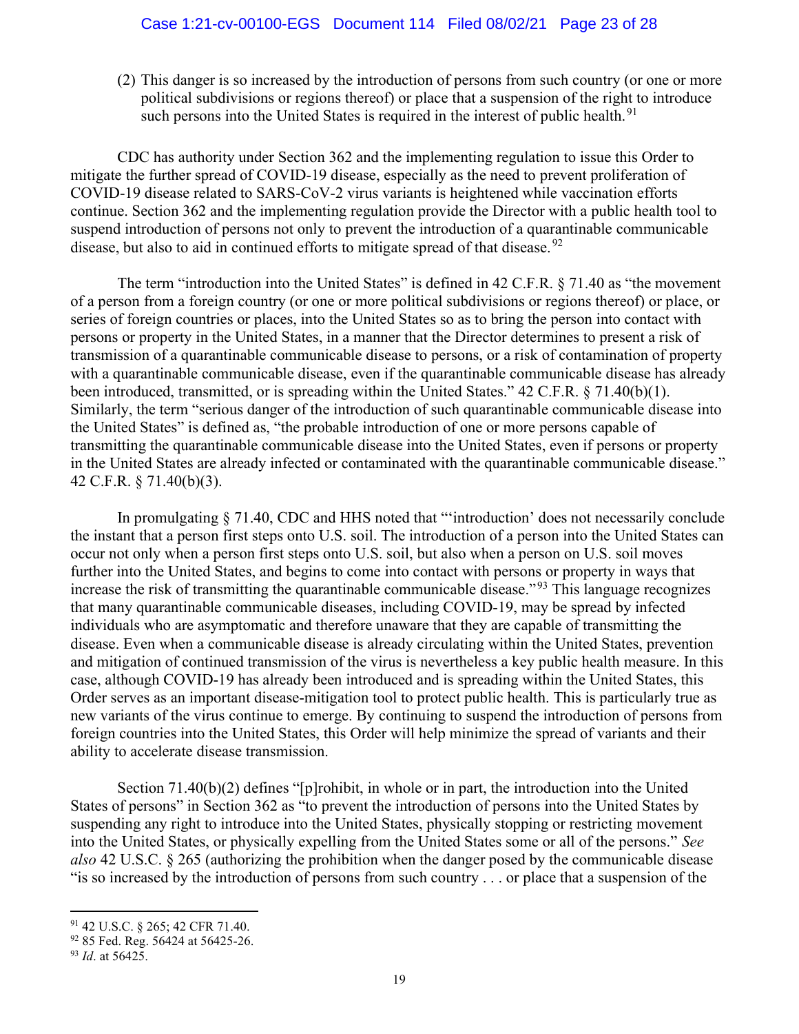(2) This danger is so increased by the introduction of persons from such country (or one or more political subdivisions or regions thereof) or place that a suspension of the right to introduce such persons into the United States is required in the interest of public health.[91]

CDC has authority under Section 362 and the implementing regulation to issue this Order to mitigate the further spread of COVID-19 disease, especially as the need to prevent proliferation of COVID-19 disease related to SARS-CoV-2 virus variants is heightened while vaccination efforts continue. Section 362 and the implementing regulation provide the Director with a public health tool to suspend introduction of persons not only to prevent the introduction of a quarantinable communicable disease, but also to aid in continued efforts to mitigate spread of that disease.[92]

The term "introduction into the United States" is defined in 42 C.F.R. § 71.40 as "the movement of a person from a foreign country (or one or more political subdivisions or regions thereof) or place, or series of foreign countries or places, into the United States so as to bring the person into contact with persons or property in the United States, in a manner that the Director determines to present a risk of transmission of a quarantinable communicable disease to persons, or a risk of contamination of property with a quarantinable communicable disease, even if the quarantinable communicable disease has already been introduced, transmitted, or is spreading within the United States." 42 C.F.R. § 71.40(b)(1). Similarly, the term "serious danger of the introduction of such quarantinable communicable disease into the United States" is defined as, "the probable introduction of one or more persons capable of transmitting the quarantinable communicable disease into the United States, even if persons or property in the United States are already infected or contaminated with the quarantinable communicable disease." 42 C.F.R. § 71.40(b)(3).

In promulgating § 71.40, CDC and HHS noted that "'introduction' does not necessarily conclude the instant that a person first steps onto U.S. soil. The introduction of a person into the United States can occur not only when a person first steps onto U.S. soil, but also when a person on U.S. soil moves further into the United States, and begins to come into contact with persons or property in ways that increase the risk of transmitting the quarantinable communicable disease."[93] This language recognizes that many quarantinable communicable diseases, including COVID-19, may be spread by infected individuals who are asymptomatic and therefore unaware that they are capable of transmitting the disease. Even when a communicable disease is already circulating within the United States, prevention and mitigation of continued transmission of the virus is nevertheless a key public health measure. In this case, although COVID-19 has already been introduced and is spreading within the United States, this Order serves as an important disease-mitigation tool to protect public health. This is particularly true as new variants of the virus continue to emerge. By continuing to suspend the introduction of persons from foreign countries into the United States, this Order will help minimize the spread of variants and their ability to accelerate disease transmission.

Section 71.40(b)(2) defines "[p]rohibit, in whole or in part, the introduction into the United States of persons" in Section 362 as "to prevent the introduction of persons into the United States by suspending any right to introduce into the United States, physically stopping or restricting movement into the United States, or physically expelling from the United States some or all of the persons." *See also* 42 U.S.C. § 265 (authorizing the prohibition when the danger posed by the communicable disease "is so increased by the introduction of persons from such country . . . or place that a suspension of the

[91] 42 U.S.C. § 265; 42 CFR 71.40.

[92] 85 Fed. Reg. 56424 at 56425-26.

[93] *Id*. at 56425.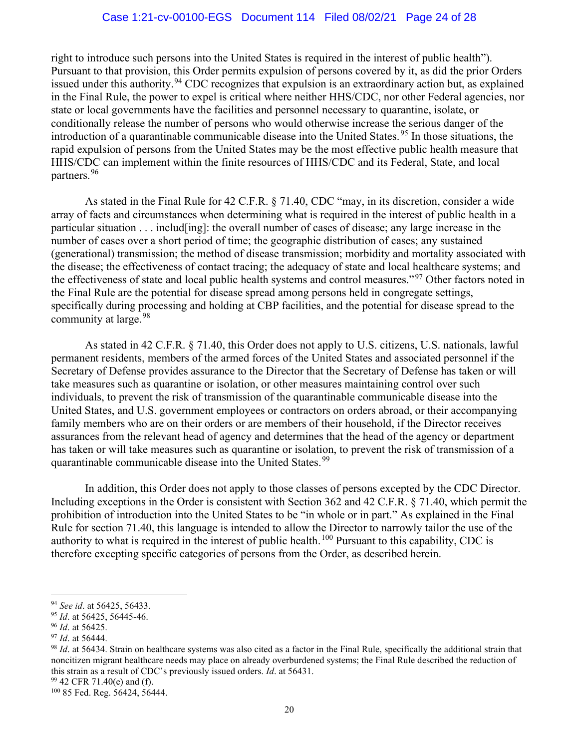right to introduce such persons into the United States is required in the interest of public health"). Pursuant to that provision, this Order permits expulsion of persons covered by it, as did the prior Orders issued under this authority.[94] CDC recognizes that expulsion is an extraordinary action but, as explained in the Final Rule, the power to expel is critical where neither HHS/CDC, nor other Federal agencies, nor state or local governments have the facilities and personnel necessary to quarantine, isolate, or conditionally release the number of persons who would otherwise increase the serious danger of the introduction of a quarantinable communicable disease into the United States.[95] In those situations, the rapid expulsion of persons from the United States may be the most effective public health measure that HHS/CDC can implement within the finite resources of HHS/CDC and its Federal, State, and local partners.[96]

As stated in the Final Rule for 42 C.F.R. § 71.40, CDC "may, in its discretion, consider a wide array of facts and circumstances when determining what is required in the interest of public health in a particular situation . . . includ[ing]: the overall number of cases of disease; any large increase in the number of cases over a short period of time; the geographic distribution of cases; any sustained (generational) transmission; the method of disease transmission; morbidity and mortality associated with the disease; the effectiveness of contact tracing; the adequacy of state and local healthcare systems; and the effectiveness of state and local public health systems and control measures."[97] Other factors noted in the Final Rule are the potential for disease spread among persons held in congregate settings, specifically during processing and holding at CBP facilities, and the potential for disease spread to the community at large.[98]

As stated in 42 C.F.R. § 71.40, this Order does not apply to U.S. citizens, U.S. nationals, lawful permanent residents, members of the armed forces of the United States and associated personnel if the Secretary of Defense provides assurance to the Director that the Secretary of Defense has taken or will take measures such as quarantine or isolation, or other measures maintaining control over such individuals, to prevent the risk of transmission of the quarantinable communicable disease into the United States, and U.S. government employees or contractors on orders abroad, or their accompanying family members who are on their orders or are members of their household, if the Director receives assurances from the relevant head of agency and determines that the head of the agency or department has taken or will take measures such as quarantine or isolation, to prevent the risk of transmission of a quarantinable communicable disease into the United States.[99]

In addition, this Order does not apply to those classes of persons excepted by the CDC Director. Including exceptions in the Order is consistent with Section 362 and 42 C.F.R. § 71.40, which permit the prohibition of introduction into the United States to be "in whole or in part." As explained in the Final Rule for section 71.40, this language is intended to allow the Director to narrowly tailor the use of the authority to what is required in the interest of public health.[100] Pursuant to this capability, CDC is therefore excepting specific categories of persons from the Order, as described herein.

---

[94] *See id*. at 56425, 56433.

[95] *Id*. at 56425, 56445-46.

[96] *Id*. at 56425.

[97] *Id*. at 56444.

[98] *Id*. at 56434. Strain on healthcare systems was also cited as a factor in the Final Rule, specifically the additional strain that noncitizen migrant healthcare needs may place on already overburdened systems; the Final Rule described the reduction of this strain as a result of CDC's previously issued orders. *Id*. at 56431.

[99] 42 CFR 71.40(e) and (f).

[100] 85 Fed. Reg. 56424, 56444.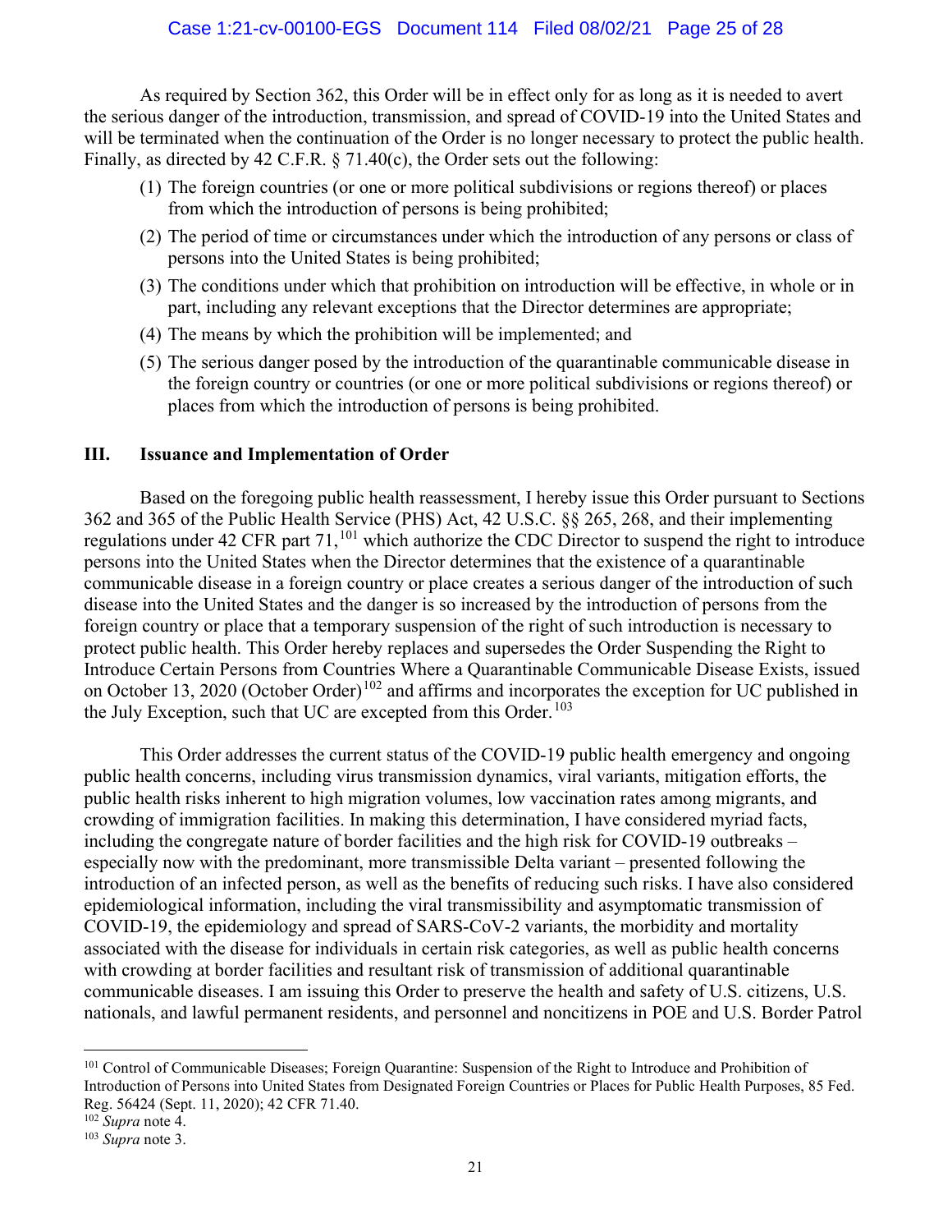As required by Section 362, this Order will be in effect only for as long as it is needed to avert the serious danger of the introduction, transmission, and spread of COVID-19 into the United States and will be terminated when the continuation of the Order is no longer necessary to protect the public health. Finally, as directed by 42 C.F.R. § 71.40(c), the Order sets out the following:

(1) The foreign countries (or one or more political subdivisions or regions thereof) or places from which the introduction of persons is being prohibited;

(2) The period of time or circumstances under which the introduction of any persons or class of persons into the United States is being prohibited;

(3) The conditions under which that prohibition on introduction will be effective, in whole or in part, including any relevant exceptions that the Director determines are appropriate;

(4) The means by which the prohibition will be implemented; and

(5) The serious danger posed by the introduction of the quarantinable communicable disease in the foreign country or countries (or one or more political subdivisions or regions thereof) or places from which the introduction of persons is being prohibited.

## III. Issuance and Implementation of Order

Based on the foregoing public health reassessment, I hereby issue this Order pursuant to Sections 362 and 365 of the Public Health Service (PHS) Act, 42 U.S.C. §§ 265, 268, and their implementing regulations under 42 CFR part 71,[101] which authorize the CDC Director to suspend the right to introduce persons into the United States when the Director determines that the existence of a quarantinable communicable disease in a foreign country or place creates a serious danger of the introduction of such disease into the United States and the danger is so increased by the introduction of persons from the foreign country or place that a temporary suspension of the right of such introduction is necessary to protect public health. This Order hereby replaces and supersedes the Order Suspending the Right to Introduce Certain Persons from Countries Where a Quarantinable Communicable Disease Exists, issued on October 13, 2020 (October Order)[102] and affirms and incorporates the exception for UC published in the July Exception, such that UC are excepted from this Order.[103]

This Order addresses the current status of the COVID-19 public health emergency and ongoing public health concerns, including virus transmission dynamics, viral variants, mitigation efforts, the public health risks inherent to high migration volumes, low vaccination rates among migrants, and crowding of immigration facilities. In making this determination, I have considered myriad facts, including the congregate nature of border facilities and the high risk for COVID-19 outbreaks – especially now with the predominant, more transmissible Delta variant – presented following the introduction of an infected person, as well as the benefits of reducing such risks. I have also considered epidemiological information, including the viral transmissibility and asymptomatic transmission of COVID-19, the epidemiology and spread of SARS-CoV-2 variants, the morbidity and mortality associated with the disease for individuals in certain risk categories, as well as public health concerns with crowding at border facilities and resultant risk of transmission of additional quarantinable communicable diseases. I am issuing this Order to preserve the health and safety of U.S. citizens, U.S. nationals, and lawful permanent residents, and personnel and noncitizens in POE and U.S. Border Patrol

---

[101] Control of Communicable Diseases; Foreign Quarantine: Suspension of the Right to Introduce and Prohibition of Introduction of Persons into United States from Designated Foreign Countries or Places for Public Health Purposes, 85 Fed. Reg. 56424 (Sept. 11, 2020); 42 CFR 71.40.

[102] *Supra* note 4.

[103] *Supra* note 3.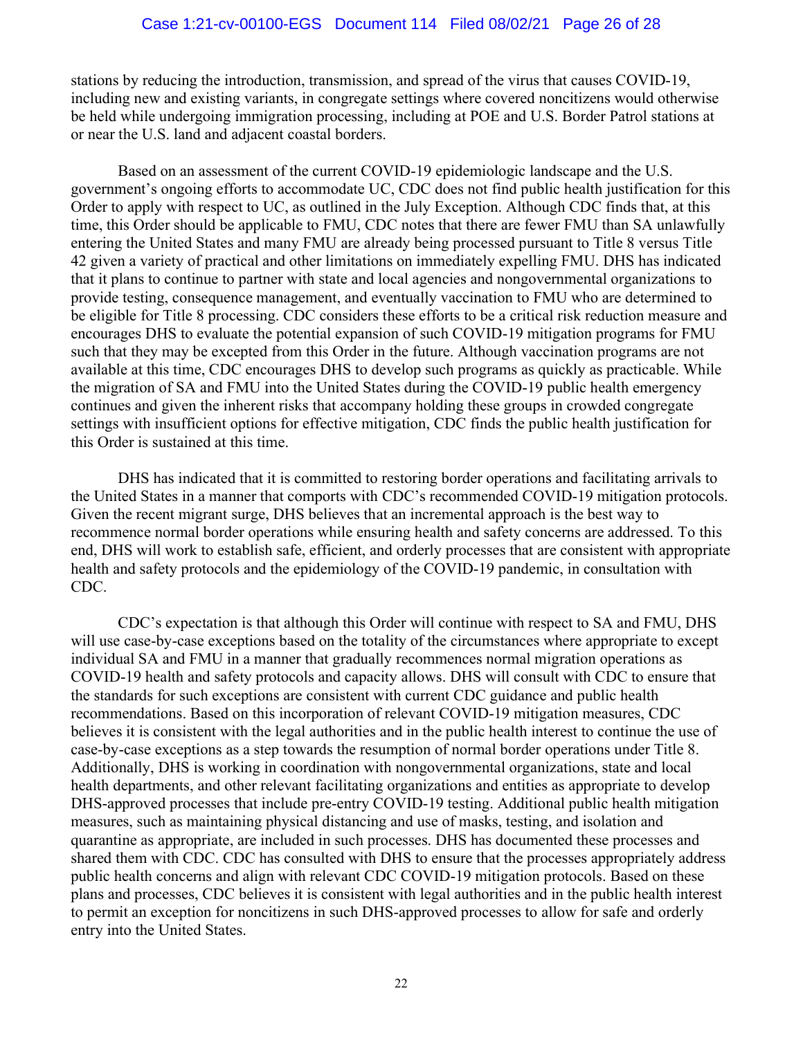stations by reducing the introduction, transmission, and spread of the virus that causes COVID-19, including new and existing variants, in congregate settings where covered noncitizens would otherwise be held while undergoing immigration processing, including at POE and U.S. Border Patrol stations at or near the U.S. land and adjacent coastal borders.

Based on an assessment of the current COVID-19 epidemiologic landscape and the U.S. government's ongoing efforts to accommodate UC, CDC does not find public health justification for this Order to apply with respect to UC, as outlined in the July Exception. Although CDC finds that, at this time, this Order should be applicable to FMU, CDC notes that there are fewer FMU than SA unlawfully entering the United States and many FMU are already being processed pursuant to Title 8 versus Title 42 given a variety of practical and other limitations on immediately expelling FMU. DHS has indicated that it plans to continue to partner with state and local agencies and nongovernmental organizations to provide testing, consequence management, and eventually vaccination to FMU who are determined to be eligible for Title 8 processing. CDC considers these efforts to be a critical risk reduction measure and encourages DHS to evaluate the potential expansion of such COVID-19 mitigation programs for FMU such that they may be excepted from this Order in the future. Although vaccination programs are not available at this time, CDC encourages DHS to develop such programs as quickly as practicable. While the migration of SA and FMU into the United States during the COVID-19 public health emergency continues and given the inherent risks that accompany holding these groups in crowded congregate settings with insufficient options for effective mitigation, CDC finds the public health justification for this Order is sustained at this time.

DHS has indicated that it is committed to restoring border operations and facilitating arrivals to the United States in a manner that comports with CDC's recommended COVID-19 mitigation protocols. Given the recent migrant surge, DHS believes that an incremental approach is the best way to recommence normal border operations while ensuring health and safety concerns are addressed. To this end, DHS will work to establish safe, efficient, and orderly processes that are consistent with appropriate health and safety protocols and the epidemiology of the COVID-19 pandemic, in consultation with CDC.

CDC's expectation is that although this Order will continue with respect to SA and FMU, DHS will use case-by-case exceptions based on the totality of the circumstances where appropriate to except individual SA and FMU in a manner that gradually recommences normal migration operations as COVID-19 health and safety protocols and capacity allows. DHS will consult with CDC to ensure that the standards for such exceptions are consistent with current CDC guidance and public health recommendations. Based on this incorporation of relevant COVID-19 mitigation measures, CDC believes it is consistent with the legal authorities and in the public health interest to continue the use of case-by-case exceptions as a step towards the resumption of normal border operations under Title 8. Additionally, DHS is working in coordination with nongovernmental organizations, state and local health departments, and other relevant facilitating organizations and entities as appropriate to develop DHS-approved processes that include pre-entry COVID-19 testing. Additional public health mitigation measures, such as maintaining physical distancing and use of masks, testing, and isolation and quarantine as appropriate, are included in such processes. DHS has documented these processes and shared them with CDC. CDC has consulted with DHS to ensure that the processes appropriately address public health concerns and align with relevant CDC COVID-19 mitigation protocols. Based on these plans and processes, CDC believes it is consistent with legal authorities and in the public health interest to permit an exception for noncitizens in such DHS-approved processes to allow for safe and orderly entry into the United States.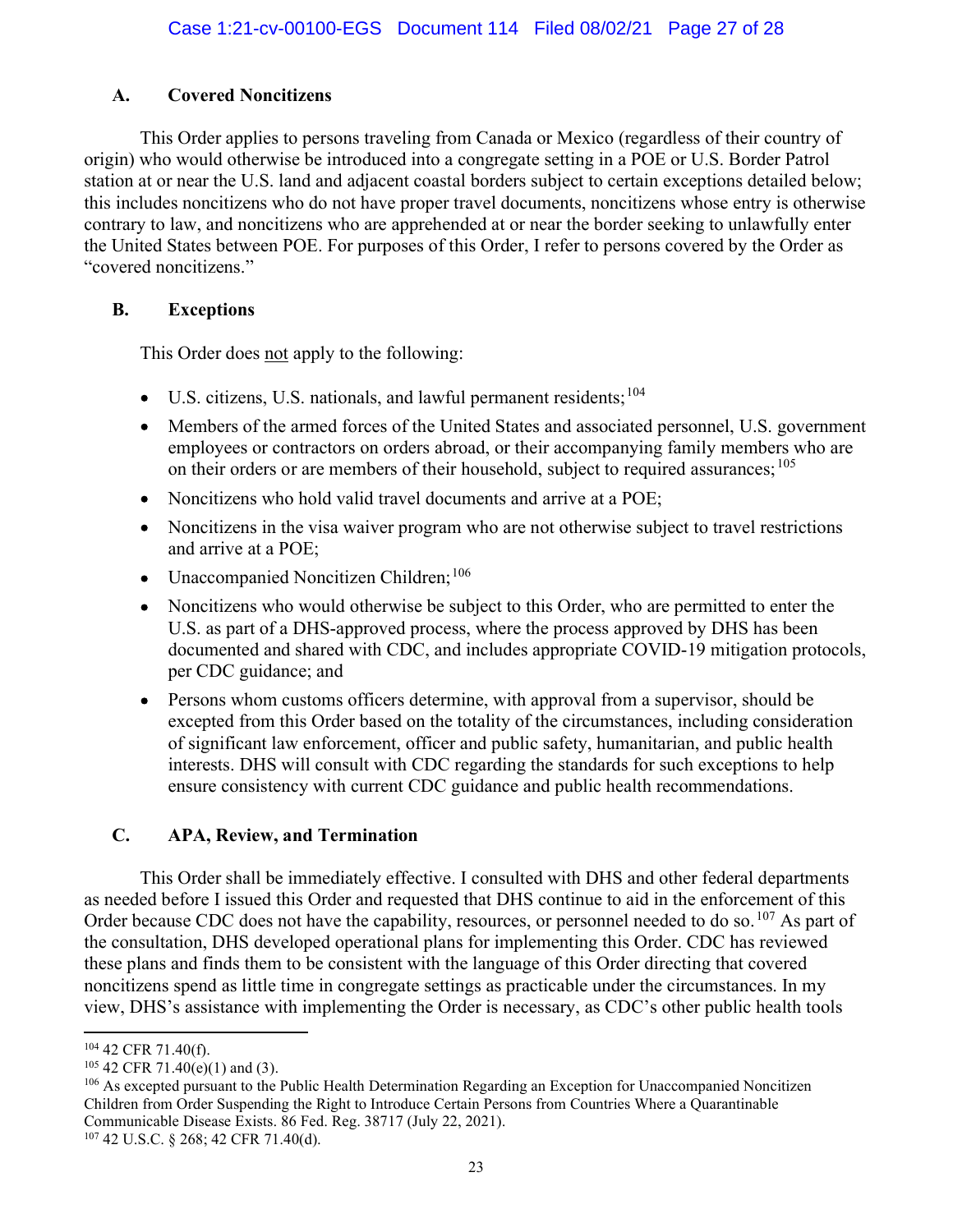### A. Covered Noncitizens

This Order applies to persons traveling from Canada or Mexico (regardless of their country of origin) who would otherwise be introduced into a congregate setting in a POE or U.S. Border Patrol station at or near the U.S. land and adjacent coastal borders subject to certain exceptions detailed below; this includes noncitizens who do not have proper travel documents, noncitizens whose entry is otherwise contrary to law, and noncitizens who are apprehended at or near the border seeking to unlawfully enter the United States between POE. For purposes of this Order, I refer to persons covered by the Order as "covered noncitizens."

### B. Exceptions

This Order does not apply to the following:

- U.S. citizens, U.S. nationals, and lawful permanent residents;[104]
- Members of the armed forces of the United States and associated personnel, U.S. government employees or contractors on orders abroad, or their accompanying family members who are on their orders or are members of their household, subject to required assurances;[105]
- Noncitizens who hold valid travel documents and arrive at a POE;
- Noncitizens in the visa waiver program who are not otherwise subject to travel restrictions and arrive at a POE;
- Unaccompanied Noncitizen Children;[106]
- Noncitizens who would otherwise be subject to this Order, who are permitted to enter the U.S. as part of a DHS-approved process, where the process approved by DHS has been documented and shared with CDC, and includes appropriate COVID-19 mitigation protocols, per CDC guidance; and
- Persons whom customs officers determine, with approval from a supervisor, should be excepted from this Order based on the totality of the circumstances, including consideration of significant law enforcement, officer and public safety, humanitarian, and public health interests. DHS will consult with CDC regarding the standards for such exceptions to help ensure consistency with current CDC guidance and public health recommendations.

### C. APA, Review, and Termination

This Order shall be immediately effective. I consulted with DHS and other federal departments as needed before I issued this Order and requested that DHS continue to aid in the enforcement of this Order because CDC does not have the capability, resources, or personnel needed to do so.[107] As part of the consultation, DHS developed operational plans for implementing this Order. CDC has reviewed these plans and finds them to be consistent with the language of this Order directing that covered noncitizens spend as little time in congregate settings as practicable under the circumstances. In my view, DHS's assistance with implementing the Order is necessary, as CDC's other public health tools

---

[104] 42 CFR 71.40(f).

[105] 42 CFR 71.40(e)(1) and (3).

[106] As excepted pursuant to the Public Health Determination Regarding an Exception for Unaccompanied Noncitizen Children from Order Suspending the Right to Introduce Certain Persons from Countries Where a Quarantinable Communicable Disease Exists. 86 Fed. Reg. 38717 (July 22, 2021).

[107] 42 U.S.C. § 268; 42 CFR 71.40(d).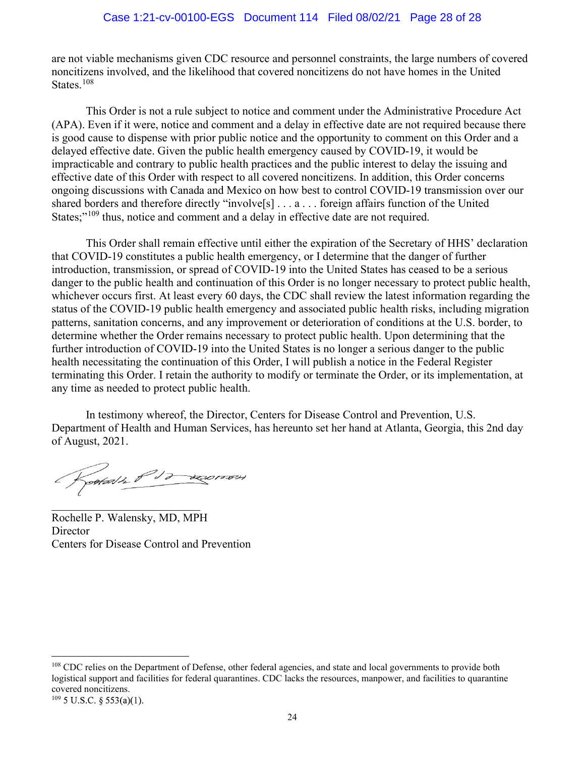are not viable mechanisms given CDC resource and personnel constraints, the large numbers of covered noncitizens involved, and the likelihood that covered noncitizens do not have homes in the United States.[108]

This Order is not a rule subject to notice and comment under the Administrative Procedure Act (APA). Even if it were, notice and comment and a delay in effective date are not required because there is good cause to dispense with prior public notice and the opportunity to comment on this Order and a delayed effective date. Given the public health emergency caused by COVID-19, it would be impracticable and contrary to public health practices and the public interest to delay the issuing and effective date of this Order with respect to all covered noncitizens. In addition, this Order concerns ongoing discussions with Canada and Mexico on how best to control COVID-19 transmission over our shared borders and therefore directly "involve[s] . . . a . . . foreign affairs function of the United States;"[109] thus, notice and comment and a delay in effective date are not required.

This Order shall remain effective until either the expiration of the Secretary of HHS' declaration that COVID-19 constitutes a public health emergency, or I determine that the danger of further introduction, transmission, or spread of COVID-19 into the United States has ceased to be a serious danger to the public health and continuation of this Order is no longer necessary to protect public health, whichever occurs first. At least every 60 days, the CDC shall review the latest information regarding the status of the COVID-19 public health emergency and associated public health risks, including migration patterns, sanitation concerns, and any improvement or deterioration of conditions at the U.S. border, to determine whether the Order remains necessary to protect public health. Upon determining that the further introduction of COVID-19 into the United States is no longer a serious danger to the public health necessitating the continuation of this Order, I will publish a notice in the Federal Register terminating this Order. I retain the authority to modify or terminate the Order, or its implementation, at any time as needed to protect public health.

In testimony whereof, the Director, Centers for Disease Control and Prevention, U.S. Department of Health and Human Services, has hereunto set her hand at Atlanta, Georgia, this 2nd day of August, 2021.

______________________________
Rochelle P. Walensky, MD, MPH
Director
Centers for Disease Control and Prevention

---

[108] CDC relies on the Department of Defense, other federal agencies, and state and local governments to provide both logistical support and facilities for federal quarantines. CDC lacks the resources, manpower, and facilities to quarantine covered noncitizens.

[109] 5 U.S.C. § 553(a)(1).